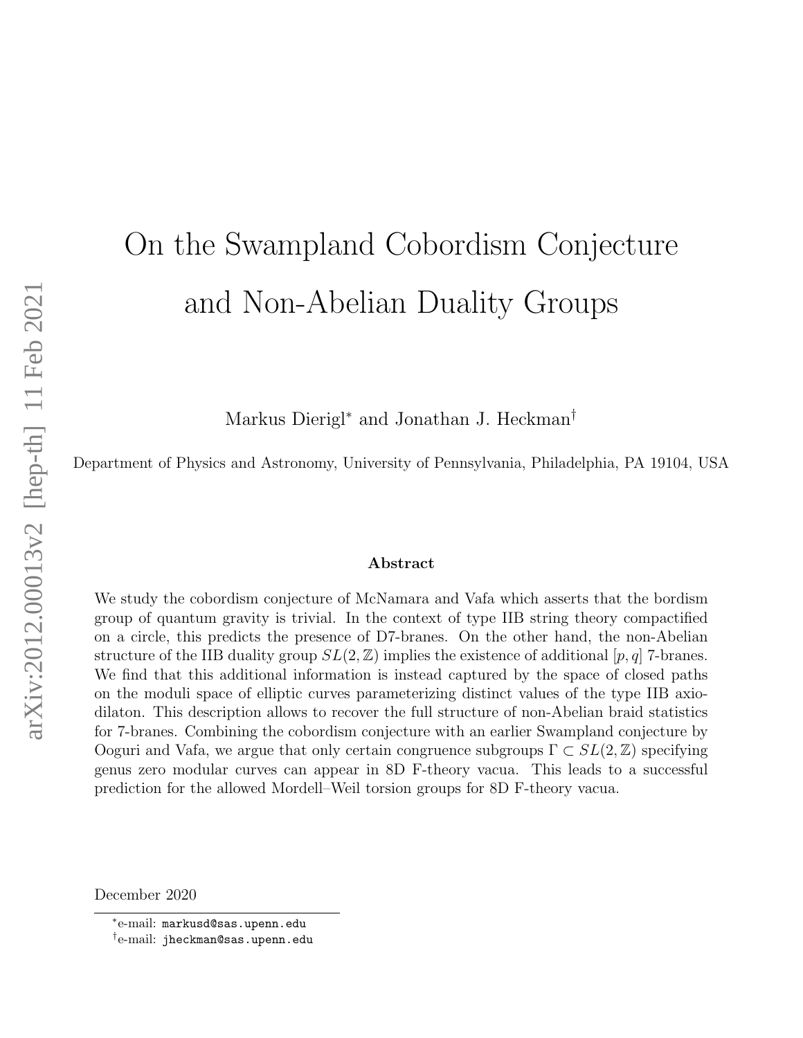# On the Swampland Cobordism Conjecture and Non-Abelian Duality Groups

Markus Dierigl[*] and Jonathan J. Heckman[†]

Department of Physics and Astronomy, University of Pennsylvania, Philadelphia, PA 19104, USA

## Abstract

We study the cobordism conjecture of McNamara and Vafa which asserts that the bordism group of quantum gravity is trivial. In the context of type IIB string theory compactified on a circle, this predicts the presence of D7-branes. On the other hand, the non-Abelian structure of the IIB duality group $SL(2, \mathbb{Z})$ implies the existence of additional $[p, q]$ 7-branes. We find that this additional information is instead captured by the space of closed paths on the moduli space of elliptic curves parameterizing distinct values of the type IIB axio-dilaton. This description allows to recover the full structure of non-Abelian braid statistics for 7-branes. Combining the cobordism conjecture with an earlier Swampland conjecture by Ooguri and Vafa, we argue that only certain congruence subgroups $\Gamma \subset SL(2, \mathbb{Z})$ specifying genus zero modular curves can appear in 8D F-theory vacua. This leads to a successful prediction for the allowed Mordell–Weil torsion groups for 8D F-theory vacua.

December 2020

---

[*] e-mail: `markusd@sas.upenn.edu`

[†] e-mail: `jheckman@sas.upenn.edu`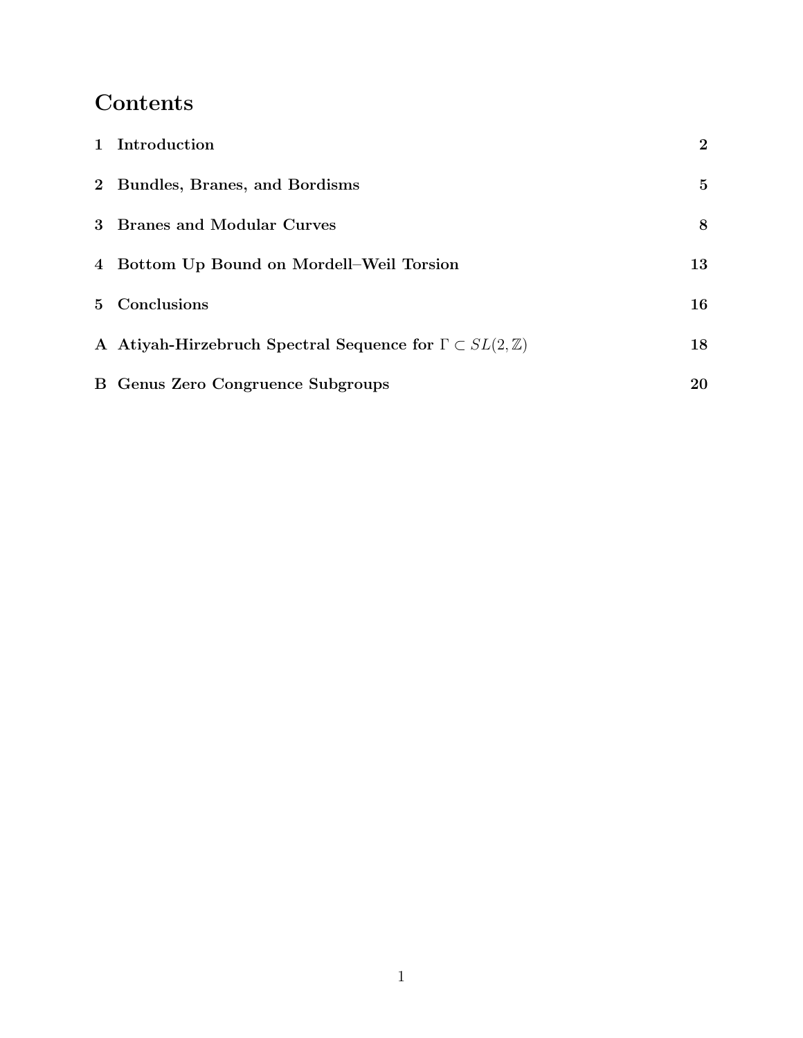# Contents

1 Introduction 2

2 Bundles, Branes, and Bordisms 5

3 Branes and Modular Curves 8

4 Bottom Up Bound on Mordell–Weil Torsion 13

5 Conclusions 16

A Atiyah-Hirzebruch Spectral Sequence for $\Gamma \subset SL(2, \mathbb{Z})$ 18

B Genus Zero Congruence Subgroups 20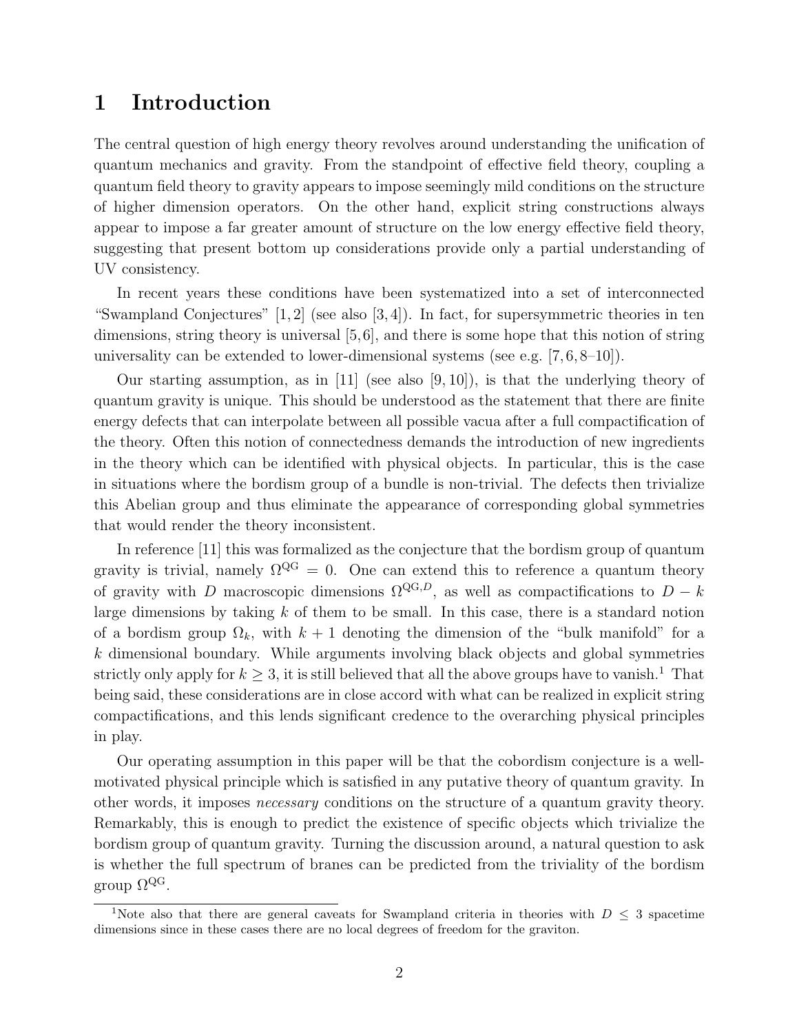# 1 Introduction

The central question of high energy theory revolves around understanding the unification of quantum mechanics and gravity. From the standpoint of effective field theory, coupling a quantum field theory to gravity appears to impose seemingly mild conditions on the structure of higher dimension operators. On the other hand, explicit string constructions always appear to impose a far greater amount of structure on the low energy effective field theory, suggesting that present bottom up considerations provide only a partial understanding of UV consistency.

In recent years these conditions have been systematized into a set of interconnected "Swampland Conjectures" [1,2] (see also [3,4]). In fact, for supersymmetric theories in ten dimensions, string theory is universal [5,6], and there is some hope that this notion of string universality can be extended to lower-dimensional systems (see e.g. [7,6,8–10]).

Our starting assumption, as in [11] (see also [9,10]), is that the underlying theory of quantum gravity is unique. This should be understood as the statement that there are finite energy defects that can interpolate between all possible vacua after a full compactification of the theory. Often this notion of connectedness demands the introduction of new ingredients in the theory which can be identified with physical objects. In particular, this is the case in situations where the bordism group of a bundle is non-trivial. The defects then trivialize this Abelian group and thus eliminate the appearance of corresponding global symmetries that would render the theory inconsistent.

In reference [11] this was formalized as the conjecture that the bordism group of quantum gravity is trivial, namely $\Omega^{\mathrm{QG}} = 0$. One can extend this to reference a quantum theory of gravity with $D$ macroscopic dimensions $\Omega^{\mathrm{QG},D}$, as well as compactifications to $D-k$ large dimensions by taking $k$ of them to be small. In this case, there is a standard notion of a bordism group $\Omega_k$, with $k+1$ denoting the dimension of the "bulk manifold" for a $k$ dimensional boundary. While arguments involving black objects and global symmetries strictly only apply for $k \geq 3$, it is still believed that all the above groups have to vanish.[1] That being said, these considerations are in close accord with what can be realized in explicit string compactifications, and this lends significant credence to the overarching physical principles in play.

Our operating assumption in this paper will be that the cobordism conjecture is a well-motivated physical principle which is satisfied in any putative theory of quantum gravity. In other words, it imposes *necessary* conditions on the structure of a quantum gravity theory. Remarkably, this is enough to predict the existence of specific objects which trivialize the bordism group of quantum gravity. Turning the discussion around, a natural question to ask is whether the full spectrum of branes can be predicted from the triviality of the bordism group $\Omega^{\mathrm{QG}}$.

[1] Note also that there are general caveats for Swampland criteria in theories with $D \leq 3$ spacetime dimensions since in these cases there are no local degrees of freedom for the graviton.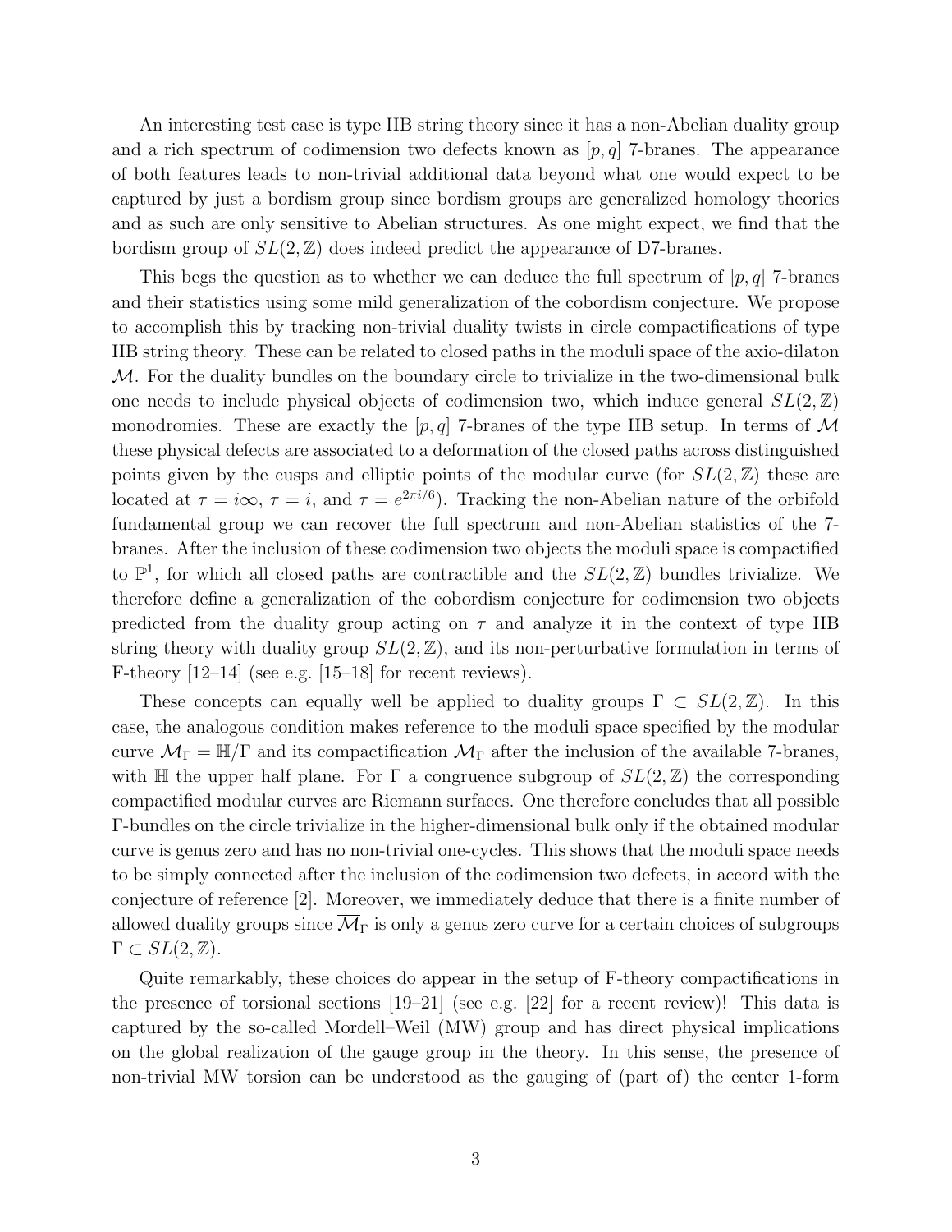An interesting test case is type IIB string theory since it has a non-Abelian duality group and a rich spectrum of codimension two defects known as $[p,q]$ 7-branes. The appearance of both features leads to non-trivial additional data beyond what one would expect to be captured by just a bordism group since bordism groups are generalized homology theories and as such are only sensitive to Abelian structures. As one might expect, we find that the bordism group of $SL(2,\mathbb{Z})$ does indeed predict the appearance of D7-branes.

This begs the question as to whether we can deduce the full spectrum of $[p,q]$ 7-branes and their statistics using some mild generalization of the cobordism conjecture. We propose to accomplish this by tracking non-trivial duality twists in circle compactifications of type IIB string theory. These can be related to closed paths in the moduli space of the axio-dilaton $\mathcal{M}$. For the duality bundles on the boundary circle to trivialize in the two-dimensional bulk one needs to include physical objects of codimension two, which induce general $SL(2,\mathbb{Z})$ monodromies. These are exactly the $[p,q]$ 7-branes of the type IIB setup. In terms of $\mathcal{M}$ these physical defects are associated to a deformation of the closed paths across distinguished points given by the cusps and elliptic points of the modular curve (for $SL(2,\mathbb{Z})$ these are located at $\tau = i\infty$, $\tau = i$, and $\tau = e^{2\pi i/6}$). Tracking the non-Abelian nature of the orbifold fundamental group we can recover the full spectrum and non-Abelian statistics of the 7-branes. After the inclusion of these codimension two objects the moduli space is compactified to $\mathbb{P}^1$, for which all closed paths are contractible and the $SL(2,\mathbb{Z})$ bundles trivialize. We therefore define a generalization of the cobordism conjecture for codimension two objects predicted from the duality group acting on $\tau$ and analyze it in the context of type IIB string theory with duality group $SL(2,\mathbb{Z})$, and its non-perturbative formulation in terms of F-theory [12–14] (see e.g. [15–18] for recent reviews).

These concepts can equally well be applied to duality groups $\Gamma \subset SL(2,\mathbb{Z})$. In this case, the analogous condition makes reference to the moduli space specified by the modular curve $\mathcal{M}_\Gamma = \mathbb{H}/\Gamma$ and its compactification $\overline{\mathcal{M}}_\Gamma$ after the inclusion of the available 7-branes, with $\mathbb{H}$ the upper half plane. For $\Gamma$ a congruence subgroup of $SL(2,\mathbb{Z})$ the corresponding compactified modular curves are Riemann surfaces. One therefore concludes that all possible $\Gamma$-bundles on the circle trivialize in the higher-dimensional bulk only if the obtained modular curve is genus zero and has no non-trivial one-cycles. This shows that the moduli space needs to be simply connected after the inclusion of the codimension two defects, in accord with the conjecture of reference [2]. Moreover, we immediately deduce that there is a finite number of allowed duality groups since $\overline{\mathcal{M}}_\Gamma$ is only a genus zero curve for a certain choices of subgroups $\Gamma \subset SL(2,\mathbb{Z})$.

Quite remarkably, these choices do appear in the setup of F-theory compactifications in the presence of torsional sections [19–21] (see e.g. [22] for a recent review)! This data is captured by the so-called Mordell–Weil (MW) group and has direct physical implications on the global realization of the gauge group in the theory. In this sense, the presence of non-trivial MW torsion can be understood as the gauging of (part of) the center 1-form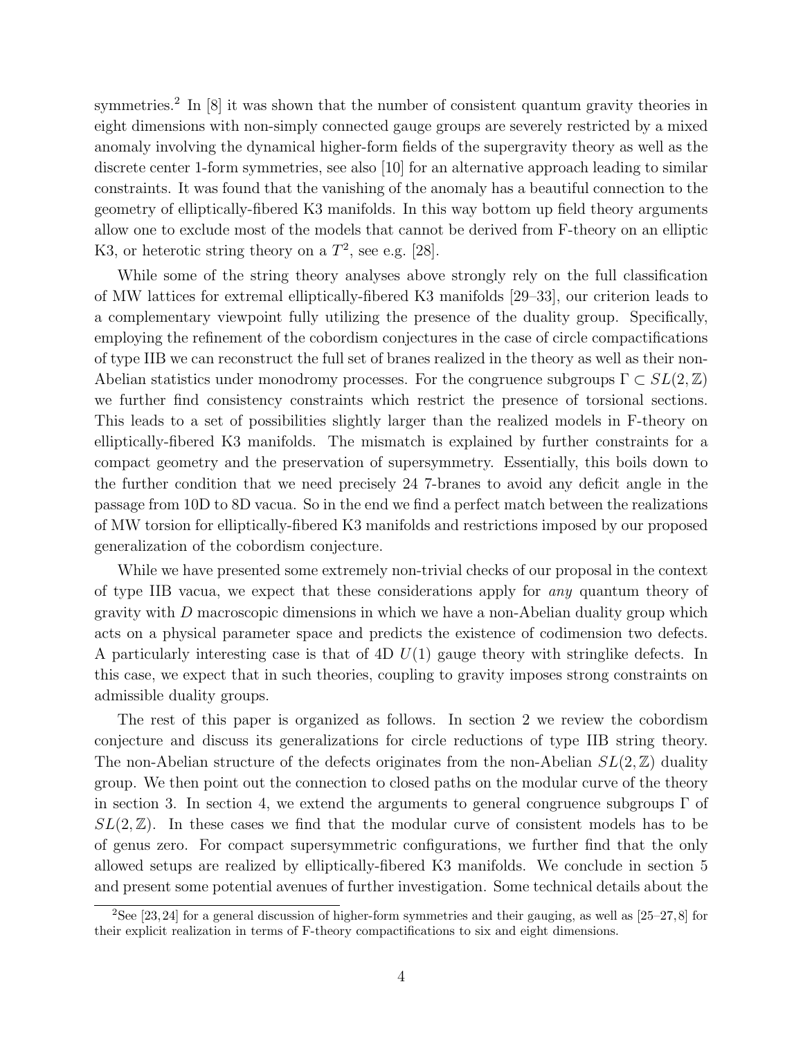symmetries.[2] In [8] it was shown that the number of consistent quantum gravity theories in eight dimensions with non-simply connected gauge groups are severely restricted by a mixed anomaly involving the dynamical higher-form fields of the supergravity theory as well as the discrete center 1-form symmetries, see also [10] for an alternative approach leading to similar constraints. It was found that the vanishing of the anomaly has a beautiful connection to the geometry of elliptically-fibered K3 manifolds. In this way bottom up field theory arguments allow one to exclude most of the models that cannot be derived from F-theory on an elliptic K3, or heterotic string theory on a $T^2$, see e.g. [28].

While some of the string theory analyses above strongly rely on the full classification of MW lattices for extremal elliptically-fibered K3 manifolds [29–33], our criterion leads to a complementary viewpoint fully utilizing the presence of the duality group. Specifically, employing the refinement of the cobordism conjectures in the case of circle compactifications of type IIB we can reconstruct the full set of branes realized in the theory as well as their non-Abelian statistics under monodromy processes. For the congruence subgroups $\Gamma \subset SL(2,\mathbb{Z})$ we further find consistency constraints which restrict the presence of torsional sections. This leads to a set of possibilities slightly larger than the realized models in F-theory on elliptically-fibered K3 manifolds. The mismatch is explained by further constraints for a compact geometry and the preservation of supersymmetry. Essentially, this boils down to the further condition that we need precisely 24 7-branes to avoid any deficit angle in the passage from 10D to 8D vacua. So in the end we find a perfect match between the realizations of MW torsion for elliptically-fibered K3 manifolds and restrictions imposed by our proposed generalization of the cobordism conjecture.

While we have presented some extremely non-trivial checks of our proposal in the context of type IIB vacua, we expect that these considerations apply for *any* quantum theory of gravity with $D$ macroscopic dimensions in which we have a non-Abelian duality group which acts on a physical parameter space and predicts the existence of codimension two defects. A particularly interesting case is that of 4D $U(1)$ gauge theory with stringlike defects. In this case, we expect that in such theories, coupling to gravity imposes strong constraints on admissible duality groups.

The rest of this paper is organized as follows. In section 2 we review the cobordism conjecture and discuss its generalizations for circle reductions of type IIB string theory. The non-Abelian structure of the defects originates from the non-Abelian $SL(2,\mathbb{Z})$ duality group. We then point out the connection to closed paths on the modular curve of the theory in section 3. In section 4, we extend the arguments to general congruence subgroups $\Gamma$ of $SL(2,\mathbb{Z})$. In these cases we find that the modular curve of consistent models has to be of genus zero. For compact supersymmetric configurations, we further find that the only allowed setups are realized by elliptically-fibered K3 manifolds. We conclude in section 5 and present some potential avenues of further investigation. Some technical details about the

[2] See [23, 24] for a general discussion of higher-form symmetries and their gauging, as well as [25–27, 8] for their explicit realization in terms of F-theory compactifications to six and eight dimensions.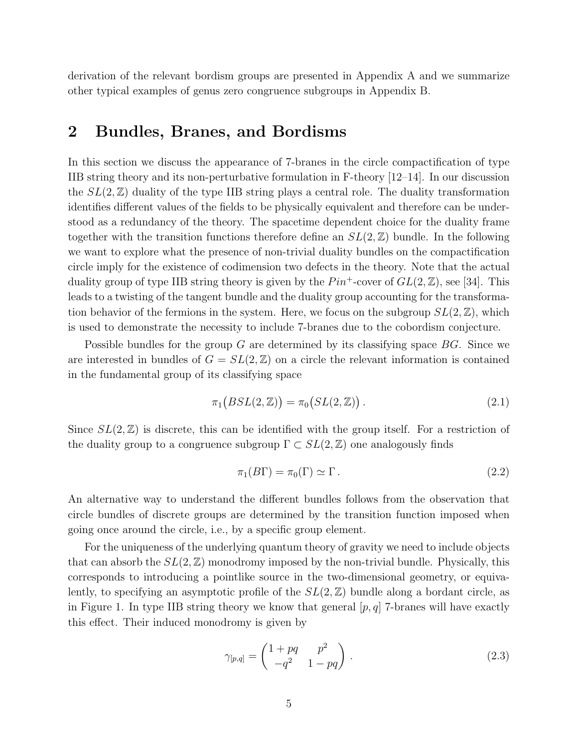derivation of the relevant bordism groups are presented in Appendix A and we summarize other typical examples of genus zero congruence subgroups in Appendix B.

## 2 Bundles, Branes, and Bordisms

In this section we discuss the appearance of 7-branes in the circle compactification of type IIB string theory and its non-perturbative formulation in F-theory [12–14]. In our discussion the $SL(2,\mathbb{Z})$ duality of the type IIB string plays a central role. The duality transformation identifies different values of the fields to be physically equivalent and therefore can be understood as a redundancy of the theory. The spacetime dependent choice for the duality frame together with the transition functions therefore define an $SL(2,\mathbb{Z})$ bundle. In the following we want to explore what the presence of non-trivial duality bundles on the compactification circle imply for the existence of codimension two defects in the theory. Note that the actual duality group of type IIB string theory is given by the $Pin^+$-cover of $GL(2,\mathbb{Z})$, see [34]. This leads to a twisting of the tangent bundle and the duality group accounting for the transformation behavior of the fermions in the system. Here, we focus on the subgroup $SL(2,\mathbb{Z})$, which is used to demonstrate the necessity to include 7-branes due to the cobordism conjecture.

Possible bundles for the group $G$ are determined by its classifying space $BG$. Since we are interested in bundles of $G = SL(2,\mathbb{Z})$ on a circle the relevant information is contained in the fundamental group of its classifying space

$$\pi_1\big(BSL(2,\mathbb{Z})\big) = \pi_0\big(SL(2,\mathbb{Z})\big)\,. \tag{2.1}$$

Since $SL(2,\mathbb{Z})$ is discrete, this can be identified with the group itself. For a restriction of the duality group to a congruence subgroup $\Gamma \subset SL(2,\mathbb{Z})$ one analogously finds

$$\pi_1(B\Gamma) = \pi_0(\Gamma) \simeq \Gamma\,. \tag{2.2}$$

An alternative way to understand the different bundles follows from the observation that circle bundles of discrete groups are determined by the transition function imposed when going once around the circle, i.e., by a specific group element.

For the uniqueness of the underlying quantum theory of gravity we need to include objects that can absorb the $SL(2,\mathbb{Z})$ monodromy imposed by the non-trivial bundle. Physically, this corresponds to introducing a pointlike source in the two-dimensional geometry, or equivalently, to specifying an asymptotic profile of the $SL(2,\mathbb{Z})$ bundle along a bordant circle, as in Figure 1. In type IIB string theory we know that general $[p,q]$ 7-branes will have exactly this effect. Their induced monodromy is given by

$$\gamma_{[p,q]} = \begin{pmatrix} 1+pq & p^2 \\ -q^2 & 1-pq \end{pmatrix}\,. \tag{2.3}$$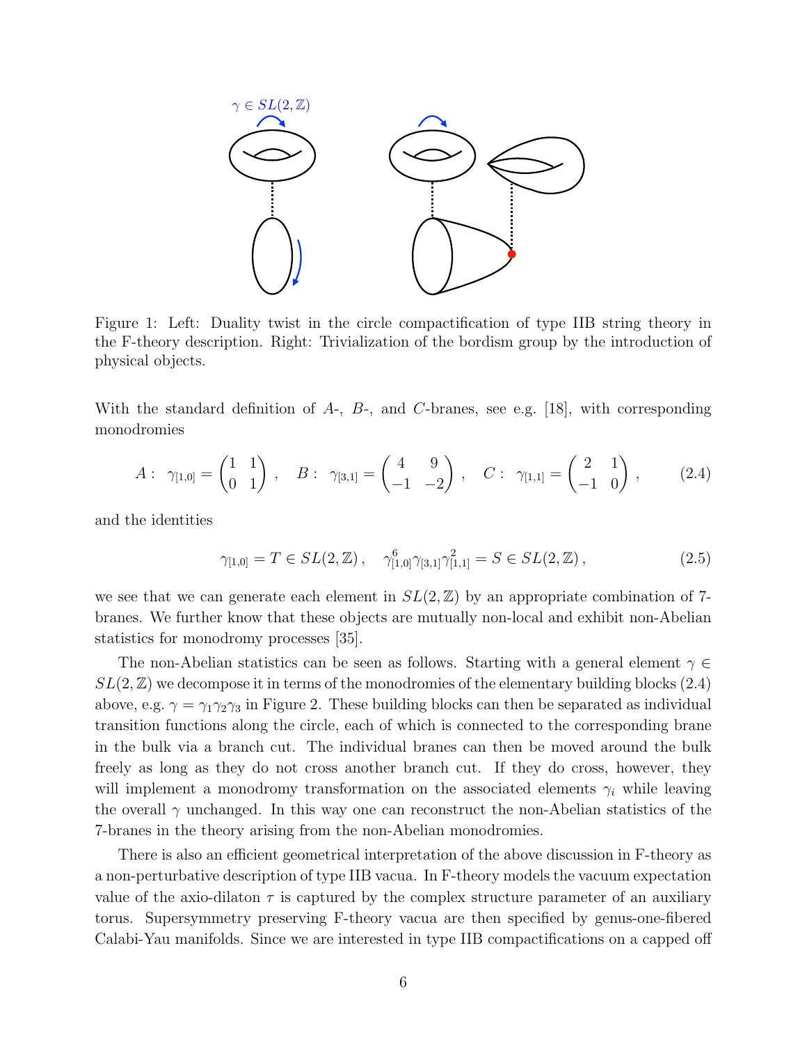Figure 1: Left: Duality twist in the circle compactification of type IIB string theory in the F-theory description. Right: Trivialization of the bordism group by the introduction of physical objects.

With the standard definition of $A$-, $B$-, and $C$-branes, see e.g. [18], with corresponding monodromies

$$A: \ \gamma_{[1,0]} = \begin{pmatrix} 1 & 1 \\ 0 & 1 \end{pmatrix}, \quad B: \ \gamma_{[3,1]} = \begin{pmatrix} 4 & 9 \\ -1 & -2 \end{pmatrix}, \quad C: \ \gamma_{[1,1]} = \begin{pmatrix} 2 & 1 \\ -1 & 0 \end{pmatrix}, \tag{2.4}$$

and the identities

$$\gamma_{[1,0]} = T \in SL(2,\mathbb{Z}), \quad \gamma_{[1,0]}^6 \gamma_{[3,1]} \gamma_{[1,1]}^2 = S \in SL(2,\mathbb{Z}), \tag{2.5}$$

we see that we can generate each element in $SL(2,\mathbb{Z})$ by an appropriate combination of 7-branes. We further know that these objects are mutually non-local and exhibit non-Abelian statistics for monodromy processes [35].

The non-Abelian statistics can be seen as follows. Starting with a general element $\gamma \in SL(2,\mathbb{Z})$ we decompose it in terms of the monodromies of the elementary building blocks (2.4) above, e.g. $\gamma = \gamma_1 \gamma_2 \gamma_3$ in Figure 2. These building blocks can then be separated as individual transition functions along the circle, each of which is connected to the corresponding brane in the bulk via a branch cut. The individual branes can then be moved around the bulk freely as long as they do not cross another branch cut. If they do cross, however, they will implement a monodromy transformation on the associated elements $\gamma_i$ while leaving the overall $\gamma$ unchanged. In this way one can reconstruct the non-Abelian statistics of the 7-branes in the theory arising from the non-Abelian monodromies.

There is also an efficient geometrical interpretation of the above discussion in F-theory as a non-perturbative description of type IIB vacua. In F-theory models the vacuum expectation value of the axio-dilaton $\tau$ is captured by the complex structure parameter of an auxiliary torus. Supersymmetry preserving F-theory vacua are then specified by genus-one-fibered Calabi-Yau manifolds. Since we are interested in type IIB compactifications on a capped off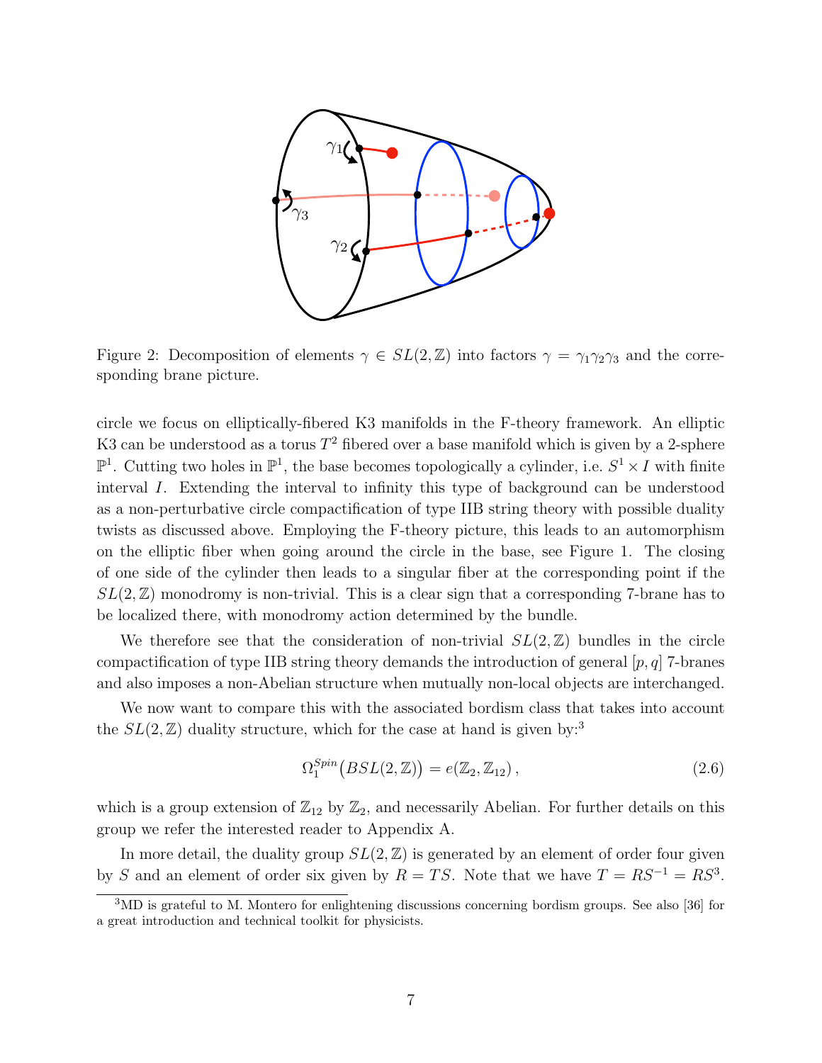Figure 2: Decomposition of elements $\gamma \in SL(2,\mathbb{Z})$ into factors $\gamma = \gamma_1\gamma_2\gamma_3$ and the corresponding brane picture.

circle we focus on elliptically-fibered K3 manifolds in the F-theory framework. An elliptic K3 can be understood as a torus $T^2$ fibered over a base manifold which is given by a 2-sphere $\mathbb{P}^1$. Cutting two holes in $\mathbb{P}^1$, the base becomes topologically a cylinder, i.e. $S^1 \times I$ with finite interval $I$. Extending the interval to infinity this type of background can be understood as a non-perturbative circle compactification of type IIB string theory with possible duality twists as discussed above. Employing the F-theory picture, this leads to an automorphism on the elliptic fiber when going around the circle in the base, see Figure 1. The closing of one side of the cylinder then leads to a singular fiber at the corresponding point if the $SL(2,\mathbb{Z})$ monodromy is non-trivial. This is a clear sign that a corresponding 7-brane has to be localized there, with monodromy action determined by the bundle.

We therefore see that the consideration of non-trivial $SL(2,\mathbb{Z})$ bundles in the circle compactification of type IIB string theory demands the introduction of general $[p,q]$ 7-branes and also imposes a non-Abelian structure when mutually non-local objects are interchanged.

We now want to compare this with the associated bordism class that takes into account the $SL(2,\mathbb{Z})$ duality structure, which for the case at hand is given by:[3]

$$\Omega_1^{Spin}\big(BSL(2,\mathbb{Z})\big) = e(\mathbb{Z}_2,\mathbb{Z}_{12}), \tag{2.6}$$

which is a group extension of $\mathbb{Z}_{12}$ by $\mathbb{Z}_2$, and necessarily Abelian. For further details on this group we refer the interested reader to Appendix A.

In more detail, the duality group $SL(2,\mathbb{Z})$ is generated by an element of order four given by $S$ and an element of order six given by $R = TS$. Note that we have $T = RS^{-1} = RS^3$.

[3] MD is grateful to M. Montero for enlightening discussions concerning bordism groups. See also [36] for a great introduction and technical toolkit for physicists.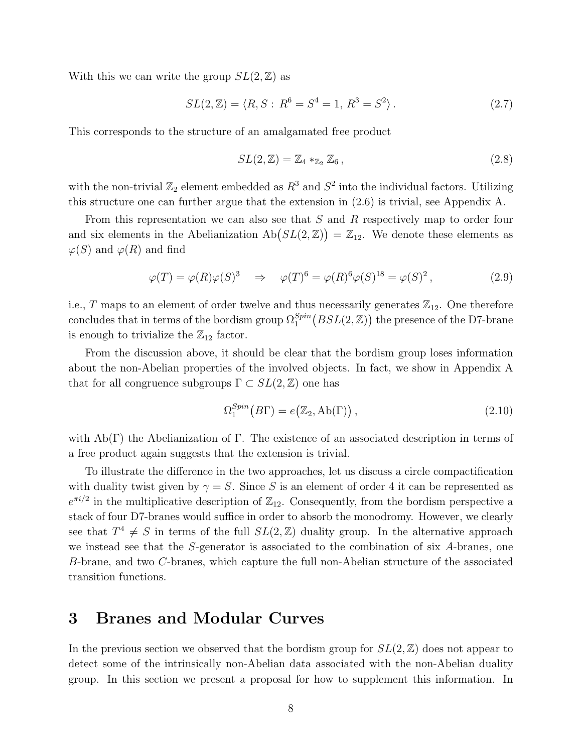With this we can write the group $SL(2,\mathbb{Z})$ as

$$SL(2,\mathbb{Z}) = \langle R, S:\, R^6 = S^4 = 1,\, R^3 = S^2 \rangle\,. \tag{2.7}$$

This corresponds to the structure of an amalgamated free product

$$SL(2,\mathbb{Z}) = \mathbb{Z}_4 *_{\mathbb{Z}_2} \mathbb{Z}_6\,, \tag{2.8}$$

with the non-trivial $\mathbb{Z}_2$ element embedded as $R^3$ and $S^2$ into the individual factors. Utilizing this structure one can further argue that the extension in (2.6) is trivial, see Appendix A.

From this representation we can also see that $S$ and $R$ respectively map to order four and six elements in the Abelianization $\mathrm{Ab}\big(SL(2,\mathbb{Z})\big) = \mathbb{Z}_{12}$. We denote these elements as $\varphi(S)$ and $\varphi(R)$ and find

$$\varphi(T) = \varphi(R)\varphi(S)^3 \quad \Rightarrow \quad \varphi(T)^6 = \varphi(R)^6\varphi(S)^{18} = \varphi(S)^2\,, \tag{2.9}$$

i.e., $T$ maps to an element of order twelve and thus necessarily generates $\mathbb{Z}_{12}$. One therefore concludes that in terms of the bordism group $\Omega_1^{Spin}\big(BSL(2,\mathbb{Z})\big)$ the presence of the D7-brane is enough to trivialize the $\mathbb{Z}_{12}$ factor.

From the discussion above, it should be clear that the bordism group loses information about the non-Abelian properties of the involved objects. In fact, we show in Appendix A that for all congruence subgroups $\Gamma \subset SL(2,\mathbb{Z})$ one has

$$\Omega_1^{Spin}\big(B\Gamma\big) = e\big(\mathbb{Z}_2, \mathrm{Ab}(\Gamma)\big)\,, \tag{2.10}$$

with $\mathrm{Ab}(\Gamma)$ the Abelianization of $\Gamma$. The existence of an associated description in terms of a free product again suggests that the extension is trivial.

To illustrate the difference in the two approaches, let us discuss a circle compactification with duality twist given by $\gamma = S$. Since $S$ is an element of order 4 it can be represented as $e^{\pi i/2}$ in the multiplicative description of $\mathbb{Z}_{12}$. Consequently, from the bordism perspective a stack of four D7-branes would suffice in order to absorb the monodromy. However, we clearly see that $T^4 \neq S$ in terms of the full $SL(2,\mathbb{Z})$ duality group. In the alternative approach we instead see that the $S$-generator is associated to the combination of six $A$-branes, one $B$-brane, and two $C$-branes, which capture the full non-Abelian structure of the associated transition functions.

# 3 Branes and Modular Curves

In the previous section we observed that the bordism group for $SL(2,\mathbb{Z})$ does not appear to detect some of the intrinsically non-Abelian data associated with the non-Abelian duality group. In this section we present a proposal for how to supplement this information. In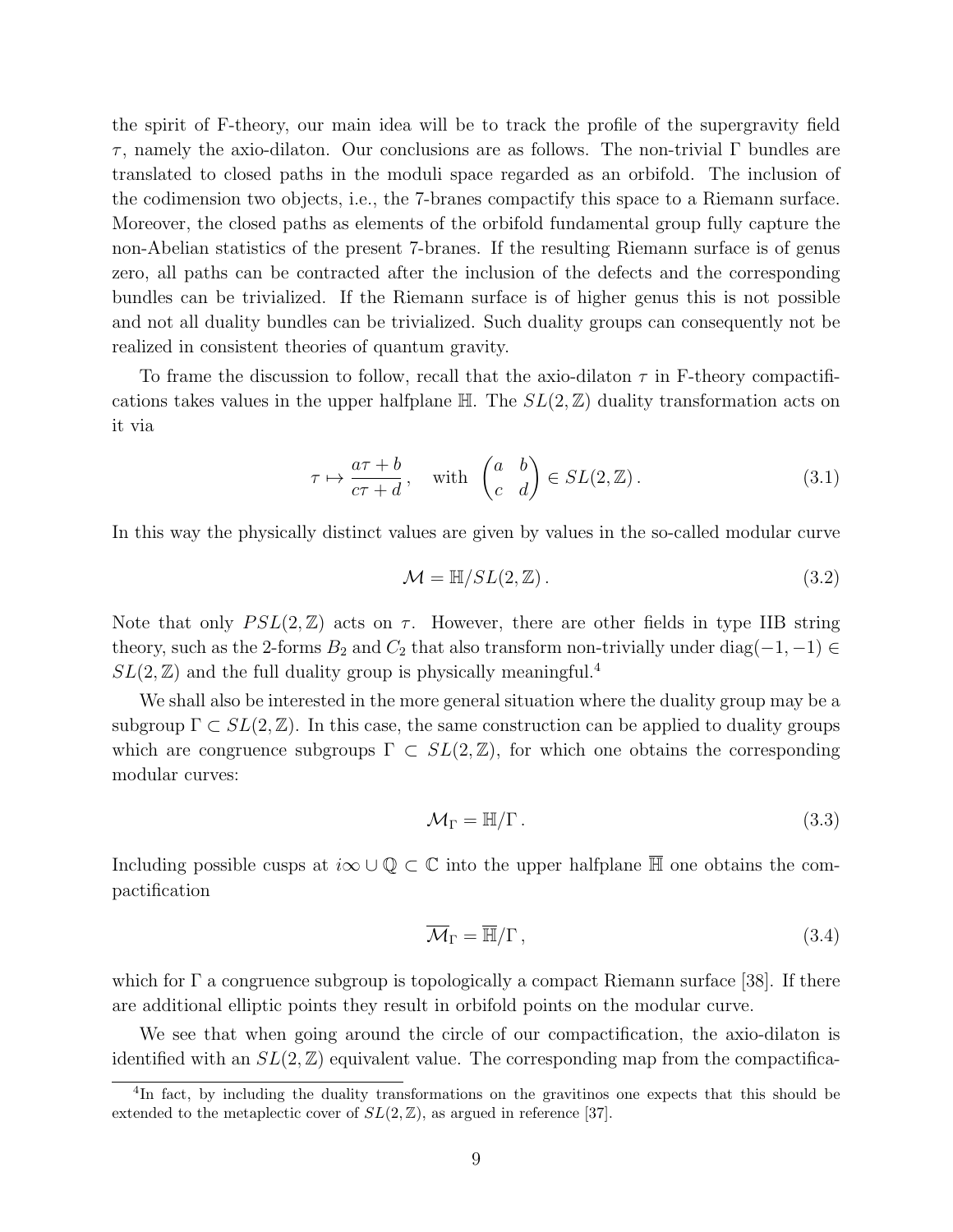the spirit of F-theory, our main idea will be to track the profile of the supergravity field $\tau$, namely the axio-dilaton. Our conclusions are as follows. The non-trivial $\Gamma$ bundles are translated to closed paths in the moduli space regarded as an orbifold. The inclusion of the codimension two objects, i.e., the 7-branes compactify this space to a Riemann surface. Moreover, the closed paths as elements of the orbifold fundamental group fully capture the non-Abelian statistics of the present 7-branes. If the resulting Riemann surface is of genus zero, all paths can be contracted after the inclusion of the defects and the corresponding bundles can be trivialized. If the Riemann surface is of higher genus this is not possible and not all duality bundles can be trivialized. Such duality groups can consequently not be realized in consistent theories of quantum gravity.

To frame the discussion to follow, recall that the axio-dilaton $\tau$ in F-theory compactifications takes values in the upper halfplane $\mathbb{H}$. The $SL(2,\mathbb{Z})$ duality transformation acts on it via

$$\tau \mapsto \frac{a\tau + b}{c\tau + d}\,, \quad \text{with} \begin{pmatrix} a & b \\ c & d \end{pmatrix} \in SL(2,\mathbb{Z})\,. \tag{3.1}$$

In this way the physically distinct values are given by values in the so-called modular curve

$$\mathcal{M} = \mathbb{H}/SL(2,\mathbb{Z})\,. \tag{3.2}$$

Note that only $PSL(2,\mathbb{Z})$ acts on $\tau$. However, there are other fields in type IIB string theory, such as the 2-forms $B_2$ and $C_2$ that also transform non-trivially under $\text{diag}(-1,-1) \in SL(2,\mathbb{Z})$ and the full duality group is physically meaningful.[4]

We shall also be interested in the more general situation where the duality group may be a subgroup $\Gamma \subset SL(2,\mathbb{Z})$. In this case, the same construction can be applied to duality groups which are congruence subgroups $\Gamma \subset SL(2,\mathbb{Z})$, for which one obtains the corresponding modular curves:

$$\mathcal{M}_\Gamma = \mathbb{H}/\Gamma\,. \tag{3.3}$$

Including possible cusps at $i\infty \cup \mathbb{Q} \subset \mathbb{C}$ into the upper halfplane $\overline{\mathbb{H}}$ one obtains the compactification

$$\overline{\mathcal{M}}_\Gamma = \overline{\mathbb{H}}/\Gamma\,, \tag{3.4}$$

which for $\Gamma$ a congruence subgroup is topologically a compact Riemann surface [38]. If there are additional elliptic points they result in orbifold points on the modular curve.

We see that when going around the circle of our compactification, the axio-dilaton is identified with an $SL(2,\mathbb{Z})$ equivalent value. The corresponding map from the compactifica-

[4] In fact, by including the duality transformations on the gravitinos one expects that this should be extended to the metaplectic cover of $SL(2,\mathbb{Z})$, as argued in reference [37].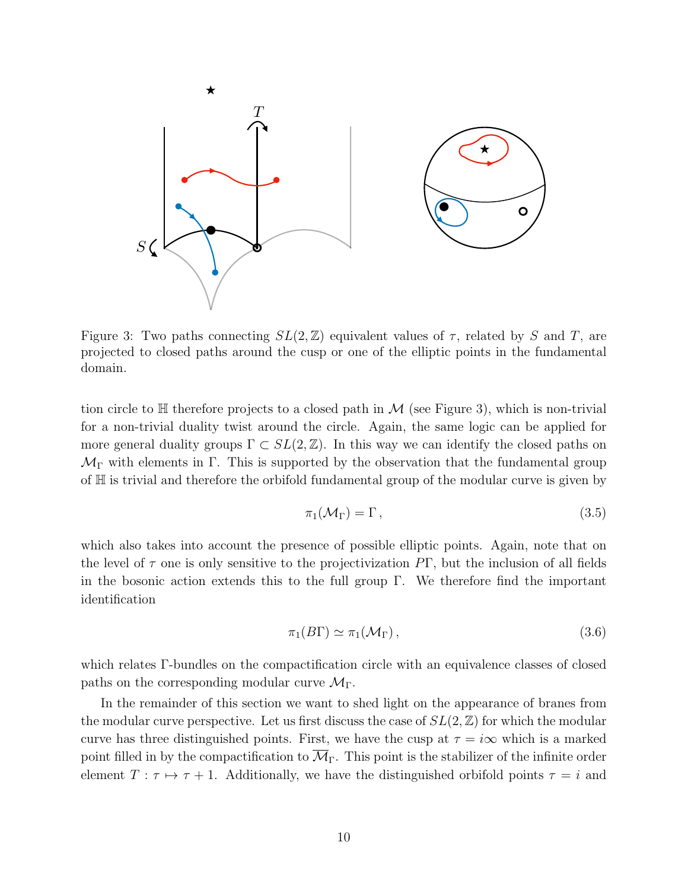Figure 3: Two paths connecting $SL(2,\mathbb{Z})$ equivalent values of $\tau$, related by $S$ and $T$, are projected to closed paths around the cusp or one of the elliptic points in the fundamental domain.

tion circle to $\mathbb{H}$ therefore projects to a closed path in $\mathcal{M}$ (see Figure 3), which is non-trivial for a non-trivial duality twist around the circle. Again, the same logic can be applied for more general duality groups $\Gamma \subset SL(2,\mathbb{Z})$. In this way we can identify the closed paths on $\mathcal{M}_\Gamma$ with elements in $\Gamma$. This is supported by the observation that the fundamental group of $\mathbb{H}$ is trivial and therefore the orbifold fundamental group of the modular curve is given by

$$\pi_1(\mathcal{M}_\Gamma) = \Gamma\,, \tag{3.5}$$

which also takes into account the presence of possible elliptic points. Again, note that on the level of $\tau$ one is only sensitive to the projectivization $P\Gamma$, but the inclusion of all fields in the bosonic action extends this to the full group $\Gamma$. We therefore find the important identification

$$\pi_1(B\Gamma) \simeq \pi_1(\mathcal{M}_\Gamma)\,, \tag{3.6}$$

which relates $\Gamma$-bundles on the compactification circle with an equivalence classes of closed paths on the corresponding modular curve $\mathcal{M}_\Gamma$.

In the remainder of this section we want to shed light on the appearance of branes from the modular curve perspective. Let us first discuss the case of $SL(2,\mathbb{Z})$ for which the modular curve has three distinguished points. First, we have the cusp at $\tau = i\infty$ which is a marked point filled in by the compactification to $\overline{\mathcal{M}}_\Gamma$. This point is the stabilizer of the infinite order element $T : \tau \mapsto \tau + 1$. Additionally, we have the distinguished orbifold points $\tau = i$ and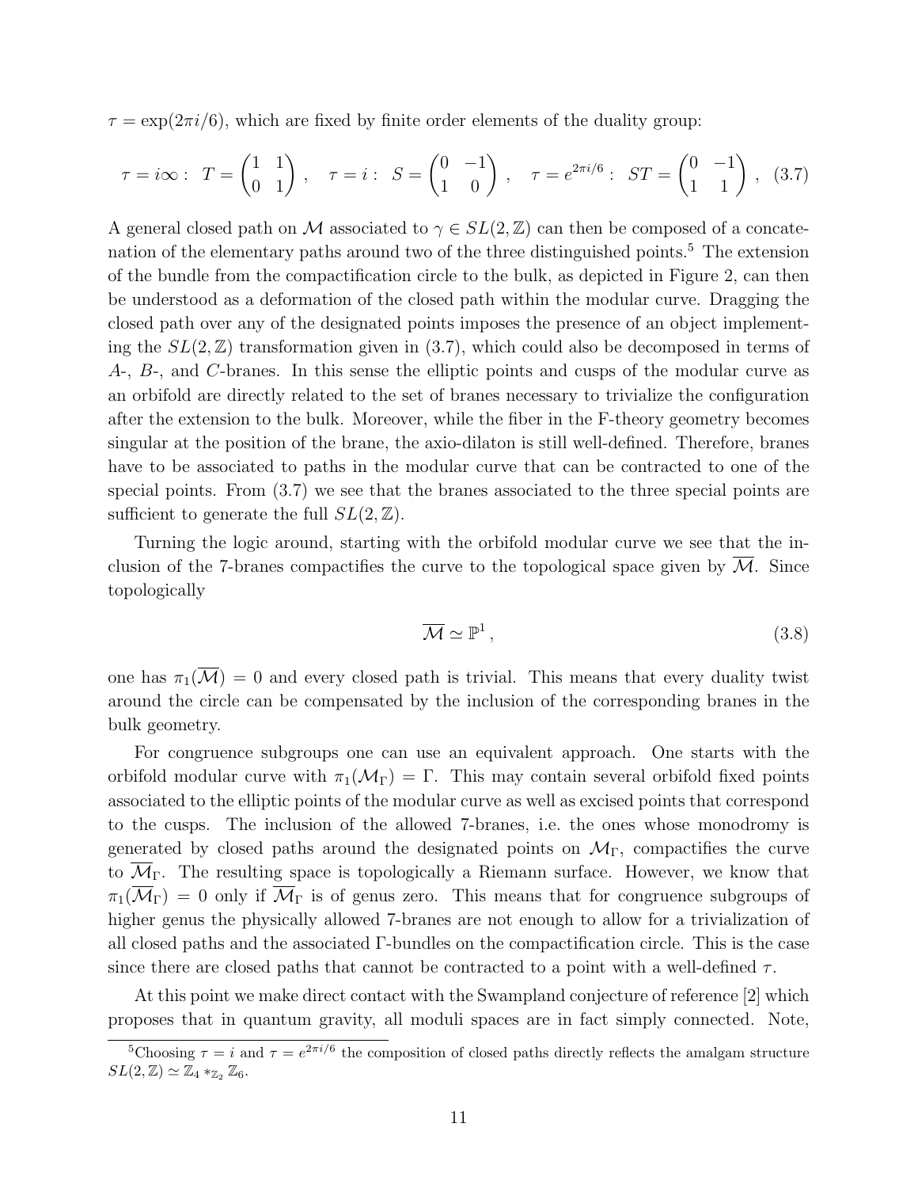$\tau = \exp(2\pi i/6)$, which are fixed by finite order elements of the duality group:

$$\tau = i\infty : \; T = \begin{pmatrix} 1 & 1 \\ 0 & 1 \end{pmatrix} , \quad \tau = i : \; S = \begin{pmatrix} 0 & -1 \\ 1 & 0 \end{pmatrix} , \quad \tau = e^{2\pi i/6} : \; ST = \begin{pmatrix} 0 & -1 \\ 1 & 1 \end{pmatrix} , \tag{3.7}$$

A general closed path on $\mathcal{M}$ associated to $\gamma \in SL(2,\mathbb{Z})$ can then be composed of a concatenation of the elementary paths around two of the three distinguished points.[5] The extension of the bundle from the compactification circle to the bulk, as depicted in Figure 2, can then be understood as a deformation of the closed path within the modular curve. Dragging the closed path over any of the designated points imposes the presence of an object implementing the $SL(2,\mathbb{Z})$ transformation given in (3.7), which could also be decomposed in terms of $A$-, $B$-, and $C$-branes. In this sense the elliptic points and cusps of the modular curve as an orbifold are directly related to the set of branes necessary to trivialize the configuration after the extension to the bulk. Moreover, while the fiber in the F-theory geometry becomes singular at the position of the brane, the axio-dilaton is still well-defined. Therefore, branes have to be associated to paths in the modular curve that can be contracted to one of the special points. From (3.7) we see that the branes associated to the three special points are sufficient to generate the full $SL(2,\mathbb{Z})$.

Turning the logic around, starting with the orbifold modular curve we see that the inclusion of the 7-branes compactifies the curve to the topological space given by $\overline{\mathcal{M}}$. Since topologically

$$\overline{\mathcal{M}} \simeq \mathbb{P}^1 , \tag{3.8}$$

one has $\pi_1(\overline{\mathcal{M}}) = 0$ and every closed path is trivial. This means that every duality twist around the circle can be compensated by the inclusion of the corresponding branes in the bulk geometry.

For congruence subgroups one can use an equivalent approach. One starts with the orbifold modular curve with $\pi_1(\mathcal{M}_\Gamma) = \Gamma$. This may contain several orbifold fixed points associated to the elliptic points of the modular curve as well as excised points that correspond to the cusps. The inclusion of the allowed 7-branes, i.e. the ones whose monodromy is generated by closed paths around the designated points on $\mathcal{M}_\Gamma$, compactifies the curve to $\overline{\mathcal{M}}_\Gamma$. The resulting space is topologically a Riemann surface. However, we know that $\pi_1(\overline{\mathcal{M}}_\Gamma) = 0$ only if $\overline{\mathcal{M}}_\Gamma$ is of genus zero. This means that for congruence subgroups of higher genus the physically allowed 7-branes are not enough to allow for a trivialization of all closed paths and the associated $\Gamma$-bundles on the compactification circle. This is the case since there are closed paths that cannot be contracted to a point with a well-defined $\tau$.

At this point we make direct contact with the Swampland conjecture of reference [2] which proposes that in quantum gravity, all moduli spaces are in fact simply connected. Note,

[5] Choosing $\tau = i$ and $\tau = e^{2\pi i/6}$ the composition of closed paths directly reflects the amalgam structure $SL(2,\mathbb{Z}) \simeq \mathbb{Z}_4 *_{\mathbb{Z}_2} \mathbb{Z}_6$.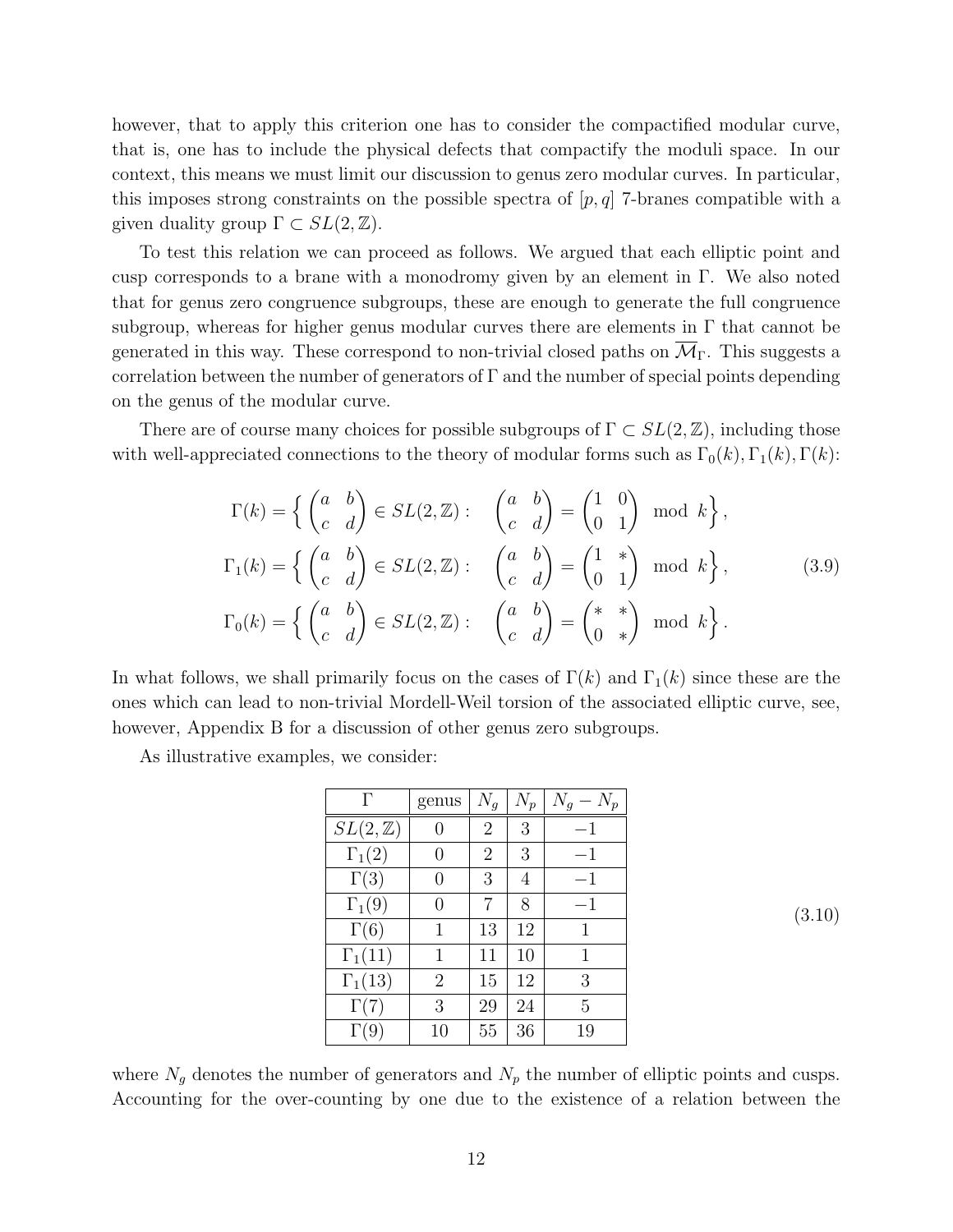however, that to apply this criterion one has to consider the compactified modular curve, that is, one has to include the physical defects that compactify the moduli space. In our context, this means we must limit our discussion to genus zero modular curves. In particular, this imposes strong constraints on the possible spectra of $[p, q]$ 7-branes compatible with a given duality group $\Gamma \subset SL(2,\mathbb{Z})$.

To test this relation we can proceed as follows. We argued that each elliptic point and cusp corresponds to a brane with a monodromy given by an element in $\Gamma$. We also noted that for genus zero congruence subgroups, these are enough to generate the full congruence subgroup, whereas for higher genus modular curves there are elements in $\Gamma$ that cannot be generated in this way. These correspond to non-trivial closed paths on $\overline{\mathcal{M}}_\Gamma$. This suggests a correlation between the number of generators of $\Gamma$ and the number of special points depending on the genus of the modular curve.

There are of course many choices for possible subgroups of $\Gamma \subset SL(2,\mathbb{Z})$, including those with well-appreciated connections to the theory of modular forms such as $\Gamma_0(k), \Gamma_1(k), \Gamma(k)$:

$$
\begin{aligned}
\Gamma(k) &= \left\{ \begin{pmatrix} a & b \\ c & d \end{pmatrix} \in SL(2,\mathbb{Z}) : \quad \begin{pmatrix} a & b \\ c & d \end{pmatrix} = \begin{pmatrix} 1 & 0 \\ 0 & 1 \end{pmatrix} \mod k \right\}, \\
\Gamma_1(k) &= \left\{ \begin{pmatrix} a & b \\ c & d \end{pmatrix} \in SL(2,\mathbb{Z}) : \quad \begin{pmatrix} a & b \\ c & d \end{pmatrix} = \begin{pmatrix} 1 & * \\ 0 & 1 \end{pmatrix} \mod k \right\}, \\
\Gamma_0(k) &= \left\{ \begin{pmatrix} a & b \\ c & d \end{pmatrix} \in SL(2,\mathbb{Z}) : \quad \begin{pmatrix} a & b \\ c & d \end{pmatrix} = \begin{pmatrix} * & * \\ 0 & * \end{pmatrix} \mod k \right\}.
\end{aligned}
\tag{3.9}
$$

In what follows, we shall primarily focus on the cases of $\Gamma(k)$ and $\Gamma_1(k)$ since these are the ones which can lead to non-trivial Mordell-Weil torsion of the associated elliptic curve, see, however, Appendix B for a discussion of other genus zero subgroups.

As illustrative examples, we consider:

| $\Gamma$ | genus | $N_g$ | $N_p$ | $N_g - N_p$ |
|---|---|---|---|---|
| $SL(2,\mathbb{Z})$ | 0 | 2 | 3 | $-1$ |
| $\Gamma_1(2)$ | 0 | 2 | 3 | $-1$ |
| $\Gamma(3)$ | 0 | 3 | 4 | $-1$ |
| $\Gamma_1(9)$ | 0 | 7 | 8 | $-1$ |
| $\Gamma(6)$ | 1 | 13 | 12 | 1 |
| $\Gamma_1(11)$ | 1 | 11 | 10 | 1 |
| $\Gamma_1(13)$ | 2 | 15 | 12 | 3 |
| $\Gamma(7)$ | 3 | 29 | 24 | 5 |
| $\Gamma(9)$ | 10 | 55 | 36 | 19 |

(3.10)

where $N_g$ denotes the number of generators and $N_p$ the number of elliptic points and cusps. Accounting for the over-counting by one due to the existence of a relation between the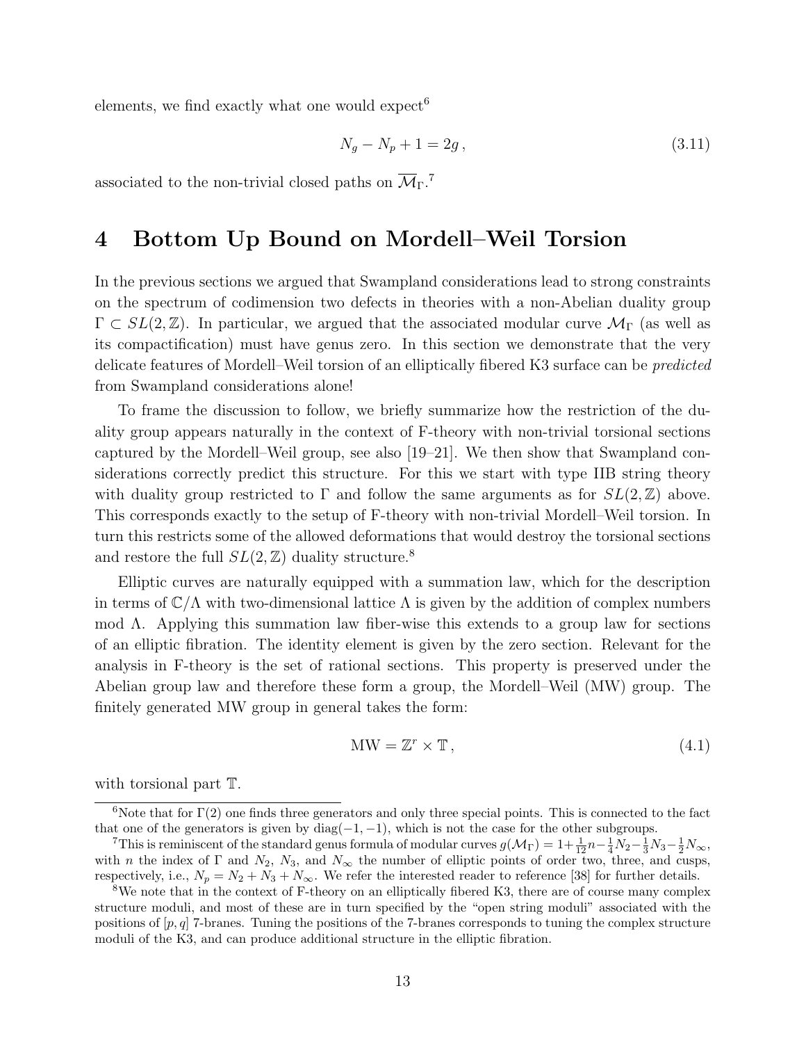elements, we find exactly what one would expect[6]

$$N_g - N_p + 1 = 2g\,, \tag{3.11}$$

associated to the non-trivial closed paths on $\overline{\mathcal{M}}_\Gamma$.[7]

# 4 Bottom Up Bound on Mordell–Weil Torsion

In the previous sections we argued that Swampland considerations lead to strong constraints on the spectrum of codimension two defects in theories with a non-Abelian duality group $\Gamma \subset SL(2,\mathbb{Z})$. In particular, we argued that the associated modular curve $\mathcal{M}_\Gamma$ (as well as its compactification) must have genus zero. In this section we demonstrate that the very delicate features of Mordell–Weil torsion of an elliptically fibered K3 surface can be *predicted* from Swampland considerations alone!

To frame the discussion to follow, we briefly summarize how the restriction of the duality group appears naturally in the context of F-theory with non-trivial torsional sections captured by the Mordell–Weil group, see also [19–21]. We then show that Swampland considerations correctly predict this structure. For this we start with type IIB string theory with duality group restricted to $\Gamma$ and follow the same arguments as for $SL(2,\mathbb{Z})$ above. This corresponds exactly to the setup of F-theory with non-trivial Mordell–Weil torsion. In turn this restricts some of the allowed deformations that would destroy the torsional sections and restore the full $SL(2,\mathbb{Z})$ duality structure.[8]

Elliptic curves are naturally equipped with a summation law, which for the description in terms of $\mathbb{C}/\Lambda$ with two-dimensional lattice $\Lambda$ is given by the addition of complex numbers mod $\Lambda$. Applying this summation law fiber-wise this extends to a group law for sections of an elliptic fibration. The identity element is given by the zero section. Relevant for the analysis in F-theory is the set of rational sections. This property is preserved under the Abelian group law and therefore these form a group, the Mordell–Weil (MW) group. The finitely generated MW group in general takes the form:

$$\mathrm{MW} = \mathbb{Z}^r \times \mathbb{T}\,, \tag{4.1}$$

with torsional part $\mathbb{T}$.

---

[6] Note that for $\Gamma(2)$ one finds three generators and only three special points. This is connected to the fact that one of the generators is given by $\mathrm{diag}(-1,-1)$, which is not the case for the other subgroups.

[7] This is reminiscent of the standard genus formula of modular curves $g(\mathcal{M}_\Gamma) = 1 + \frac{1}{12}n - \frac{1}{4}N_2 - \frac{1}{3}N_3 - \frac{1}{2}N_\infty$, with $n$ the index of $\Gamma$ and $N_2$, $N_3$, and $N_\infty$ the number of elliptic points of order two, three, and cusps, respectively, i.e., $N_p = N_2 + N_3 + N_\infty$. We refer the interested reader to reference [38] for further details.

[8] We note that in the context of F-theory on an elliptically fibered K3, there are of course many complex structure moduli, and most of these are in turn specified by the "open string moduli" associated with the positions of $[p,q]$ 7-branes. Tuning the positions of the 7-branes corresponds to tuning the complex structure moduli of the K3, and can produce additional structure in the elliptic fibration.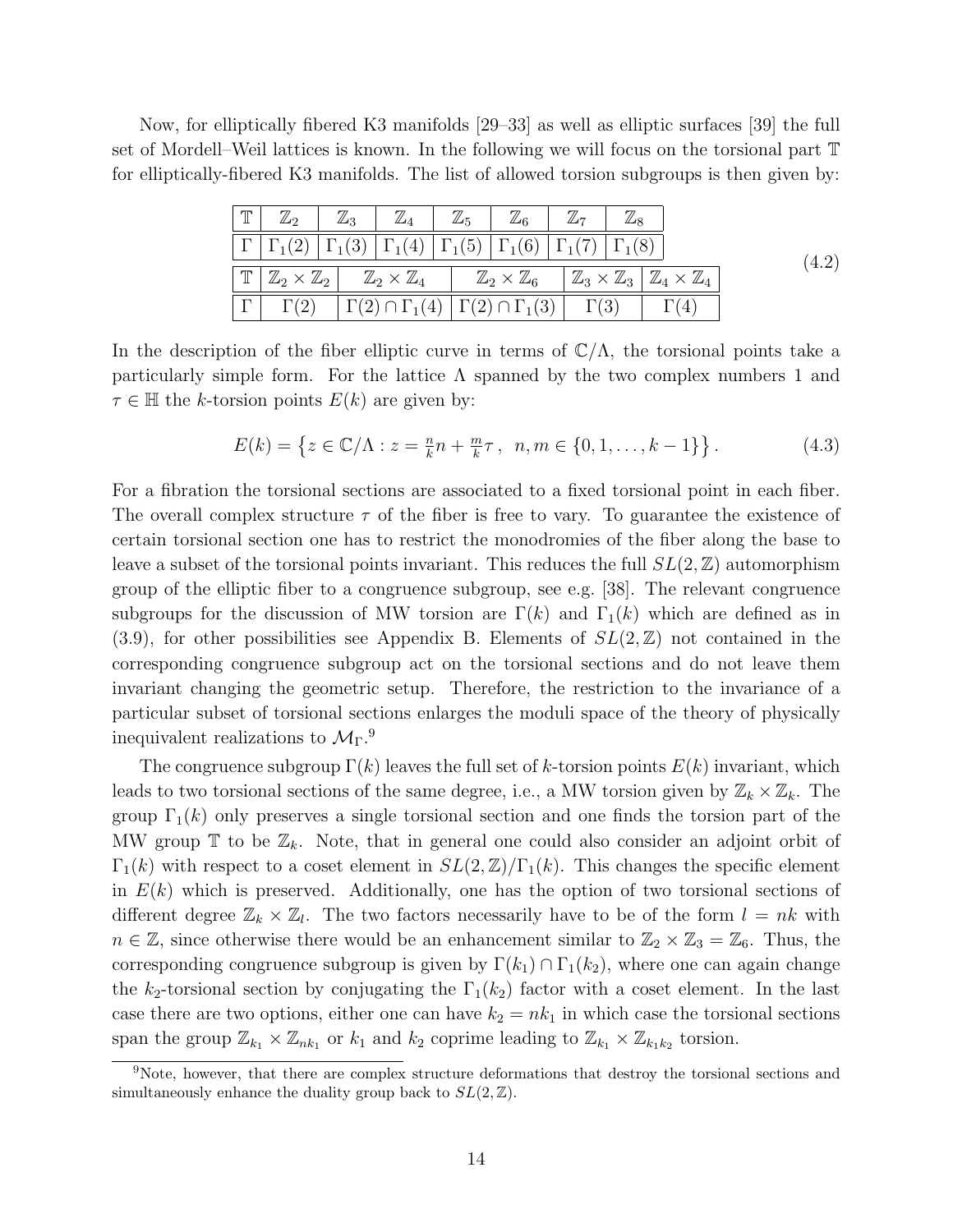Now, for elliptically fibered K3 manifolds [29–33] as well as elliptic surfaces [39] the full set of Mordell–Weil lattices is known. In the following we will focus on the torsional part $\mathbb{T}$ for elliptically-fibered K3 manifolds. The list of allowed torsion subgroups is then given by:

| $\mathbb{T}$ | $\mathbb{Z}_2$ | $\mathbb{Z}_3$ | $\mathbb{Z}_4$ | $\mathbb{Z}_5$ | $\mathbb{Z}_6$ | $\mathbb{Z}_7$ | $\mathbb{Z}_8$ |
|---|---|---|---|---|---|---|---|
| $\Gamma$ | $\Gamma_1(2)$ | $\Gamma_1(3)$ | $\Gamma_1(4)$ | $\Gamma_1(5)$ | $\Gamma_1(6)$ | $\Gamma_1(7)$ | $\Gamma_1(8)$ |

| $\mathbb{T}$ | $\mathbb{Z}_2 \times \mathbb{Z}_2$ | $\mathbb{Z}_2 \times \mathbb{Z}_4$ | $\mathbb{Z}_2 \times \mathbb{Z}_6$ | $\mathbb{Z}_3 \times \mathbb{Z}_3$ | $\mathbb{Z}_4 \times \mathbb{Z}_4$ |
|---|---|---|---|---|---|
| $\Gamma$ | $\Gamma(2)$ | $\Gamma(2) \cap \Gamma_1(4)$ | $\Gamma(2) \cap \Gamma_1(3)$ | $\Gamma(3)$ | $\Gamma(4)$ |

(4.2)

In the description of the fiber elliptic curve in terms of $\mathbb{C}/\Lambda$, the torsional points take a particularly simple form. For the lattice $\Lambda$ spanned by the two complex numbers 1 and $\tau \in \mathbb{H}$ the $k$-torsion points $E(k)$ are given by:

$$E(k) = \left\{ z \in \mathbb{C}/\Lambda : z = \tfrac{n}{k} n + \tfrac{m}{k} \tau \, , \;\; n, m \in \{0, 1, \ldots, k-1\} \right\} . \tag{4.3}$$

For a fibration the torsional sections are associated to a fixed torsional point in each fiber. The overall complex structure $\tau$ of the fiber is free to vary. To guarantee the existence of certain torsional section one has to restrict the monodromies of the fiber along the base to leave a subset of the torsional points invariant. This reduces the full $SL(2, \mathbb{Z})$ automorphism group of the elliptic fiber to a congruence subgroup, see e.g. [38]. The relevant congruence subgroups for the discussion of MW torsion are $\Gamma(k)$ and $\Gamma_1(k)$ which are defined as in (3.9), for other possibilities see Appendix B. Elements of $SL(2, \mathbb{Z})$ not contained in the corresponding congruence subgroup act on the torsional sections and do not leave them invariant changing the geometric setup. Therefore, the restriction to the invariance of a particular subset of torsional sections enlarges the moduli space of the theory of physically inequivalent realizations to $\mathcal{M}_\Gamma$.[9]

The congruence subgroup $\Gamma(k)$ leaves the full set of $k$-torsion points $E(k)$ invariant, which leads to two torsional sections of the same degree, i.e., a MW torsion given by $\mathbb{Z}_k \times \mathbb{Z}_k$. The group $\Gamma_1(k)$ only preserves a single torsional section and one finds the torsion part of the MW group $\mathbb{T}$ to be $\mathbb{Z}_k$. Note, that in general one could also consider an adjoint orbit of $\Gamma_1(k)$ with respect to a coset element in $SL(2, \mathbb{Z})/\Gamma_1(k)$. This changes the specific element in $E(k)$ which is preserved. Additionally, one has the option of two torsional sections of different degree $\mathbb{Z}_k \times \mathbb{Z}_l$. The two factors necessarily have to be of the form $l = nk$ with $n \in \mathbb{Z}$, since otherwise there would be an enhancement similar to $\mathbb{Z}_2 \times \mathbb{Z}_3 = \mathbb{Z}_6$. Thus, the corresponding congruence subgroup is given by $\Gamma(k_1) \cap \Gamma_1(k_2)$, where one can again change the $k_2$-torsional section by conjugating the $\Gamma_1(k_2)$ factor with a coset element. In the last case there are two options, either one can have $k_2 = nk_1$ in which case the torsional sections span the group $\mathbb{Z}_{k_1} \times \mathbb{Z}_{nk_1}$ or $k_1$ and $k_2$ coprime leading to $\mathbb{Z}_{k_1} \times \mathbb{Z}_{k_1 k_2}$ torsion.

[9] Note, however, that there are complex structure deformations that destroy the torsional sections and simultaneously enhance the duality group back to $SL(2, \mathbb{Z})$.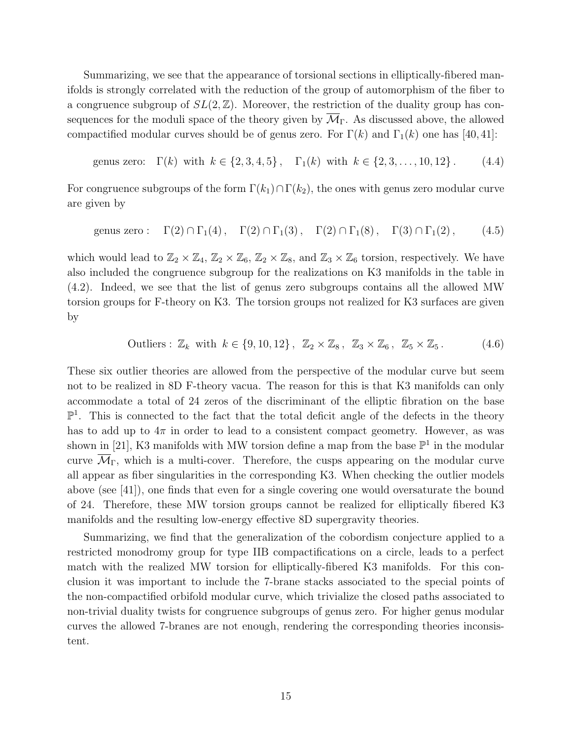Summarizing, we see that the appearance of torsional sections in elliptically-fibered manifolds is strongly correlated with the reduction of the group of automorphism of the fiber to a congruence subgroup of $SL(2,\mathbb{Z})$. Moreover, the restriction of the duality group has consequences for the moduli space of the theory given by $\overline{\mathcal{M}}_\Gamma$. As discussed above, the allowed compactified modular curves should be of genus zero. For $\Gamma(k)$ and $\Gamma_1(k)$ one has [40, 41]:

$$\text{genus zero:} \quad \Gamma(k) \text{ with } k \in \{2,3,4,5\}\,, \quad \Gamma_1(k) \text{ with } k \in \{2,3,\ldots,10,12\}\,. \tag{4.4}$$

For congruence subgroups of the form $\Gamma(k_1) \cap \Gamma(k_2)$, the ones with genus zero modular curve are given by

$$\text{genus zero}: \quad \Gamma(2)\cap\Gamma_1(4)\,, \quad \Gamma(2)\cap\Gamma_1(3)\,, \quad \Gamma(2)\cap\Gamma_1(8)\,, \quad \Gamma(3)\cap\Gamma_1(2)\,, \tag{4.5}$$

which would lead to $\mathbb{Z}_2\times\mathbb{Z}_4$, $\mathbb{Z}_2\times\mathbb{Z}_6$, $\mathbb{Z}_2\times\mathbb{Z}_8$, and $\mathbb{Z}_3\times\mathbb{Z}_6$ torsion, respectively. We have also included the congruence subgroup for the realizations on K3 manifolds in the table in (4.2). Indeed, we see that the list of genus zero subgroups contains all the allowed MW torsion groups for F-theory on K3. The torsion groups not realized for K3 surfaces are given by

$$\text{Outliers}: \ \mathbb{Z}_k \text{ with } k \in \{9,10,12\}\,, \ \mathbb{Z}_2\times\mathbb{Z}_8\,, \ \mathbb{Z}_3\times\mathbb{Z}_6\,, \ \mathbb{Z}_5\times\mathbb{Z}_5\,. \tag{4.6}$$

These six outlier theories are allowed from the perspective of the modular curve but seem not to be realized in 8D F-theory vacua. The reason for this is that K3 manifolds can only accommodate a total of 24 zeros of the discriminant of the elliptic fibration on the base $\mathbb{P}^1$. This is connected to the fact that the total deficit angle of the defects in the theory has to add up to $4\pi$ in order to lead to a consistent compact geometry. However, as was shown in [21], K3 manifolds with MW torsion define a map from the base $\mathbb{P}^1$ in the modular curve $\overline{\mathcal{M}}_\Gamma$, which is a multi-cover. Therefore, the cusps appearing on the modular curve all appear as fiber singularities in the corresponding K3. When checking the outlier models above (see [41]), one finds that even for a single covering one would oversaturate the bound of 24. Therefore, these MW torsion groups cannot be realized for elliptically fibered K3 manifolds and the resulting low-energy effective 8D supergravity theories.

Summarizing, we find that the generalization of the cobordism conjecture applied to a restricted monodromy group for type IIB compactifications on a circle, leads to a perfect match with the realized MW torsion for elliptically-fibered K3 manifolds. For this conclusion it was important to include the 7-brane stacks associated to the special points of the non-compactified orbifold modular curve, which trivialize the closed paths associated to non-trivial duality twists for congruence subgroups of genus zero. For higher genus modular curves the allowed 7-branes are not enough, rendering the corresponding theories inconsistent.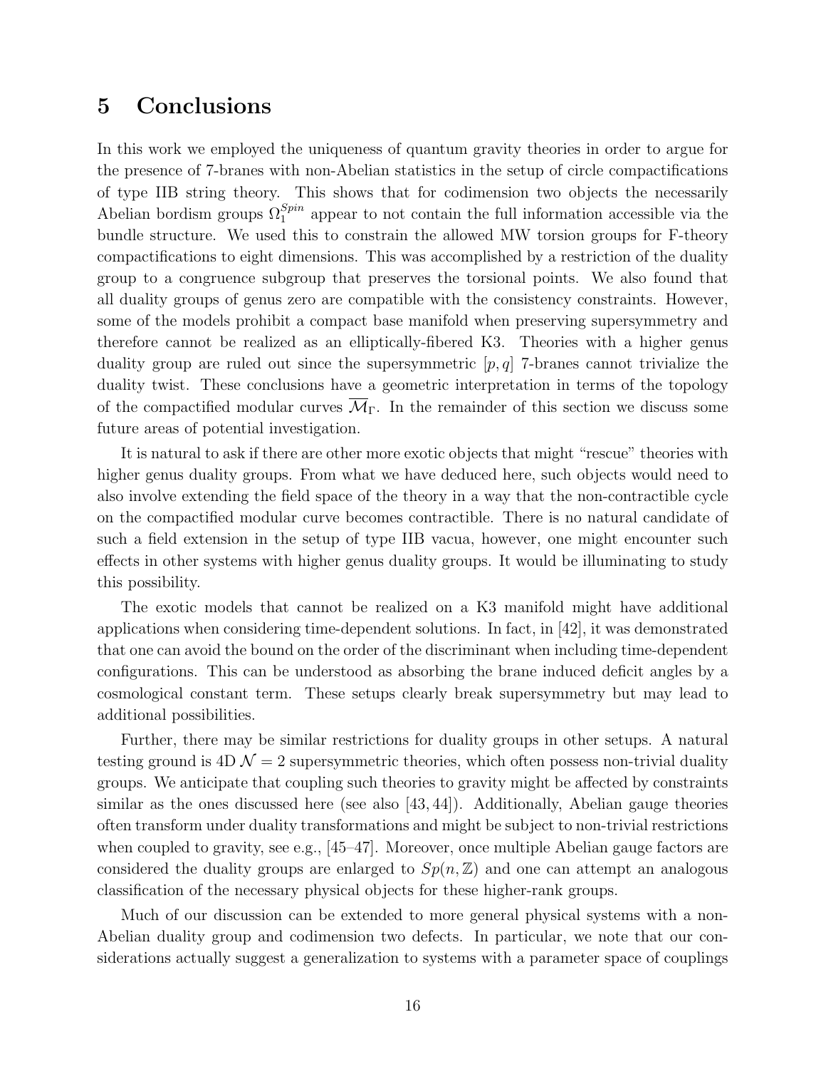# 5 Conclusions

In this work we employed the uniqueness of quantum gravity theories in order to argue for the presence of 7-branes with non-Abelian statistics in the setup of circle compactifications of type IIB string theory. This shows that for codimension two objects the necessarily Abelian bordism groups $\Omega_1^{Spin}$ appear to not contain the full information accessible via the bundle structure. We used this to constrain the allowed MW torsion groups for F-theory compactifications to eight dimensions. This was accomplished by a restriction of the duality group to a congruence subgroup that preserves the torsional points. We also found that all duality groups of genus zero are compatible with the consistency constraints. However, some of the models prohibit a compact base manifold when preserving supersymmetry and therefore cannot be realized as an elliptically-fibered K3. Theories with a higher genus duality group are ruled out since the supersymmetric $[p, q]$ 7-branes cannot trivialize the duality twist. These conclusions have a geometric interpretation in terms of the topology of the compactified modular curves $\overline{\mathcal{M}}_\Gamma$. In the remainder of this section we discuss some future areas of potential investigation.

It is natural to ask if there are other more exotic objects that might "rescue" theories with higher genus duality groups. From what we have deduced here, such objects would need to also involve extending the field space of the theory in a way that the non-contractible cycle on the compactified modular curve becomes contractible. There is no natural candidate of such a field extension in the setup of type IIB vacua, however, one might encounter such effects in other systems with higher genus duality groups. It would be illuminating to study this possibility.

The exotic models that cannot be realized on a K3 manifold might have additional applications when considering time-dependent solutions. In fact, in [42], it was demonstrated that one can avoid the bound on the order of the discriminant when including time-dependent configurations. This can be understood as absorbing the brane induced deficit angles by a cosmological constant term. These setups clearly break supersymmetry but may lead to additional possibilities.

Further, there may be similar restrictions for duality groups in other setups. A natural testing ground is 4D $\mathcal{N} = 2$ supersymmetric theories, which often possess non-trivial duality groups. We anticipate that coupling such theories to gravity might be affected by constraints similar as the ones discussed here (see also [43, 44]). Additionally, Abelian gauge theories often transform under duality transformations and might be subject to non-trivial restrictions when coupled to gravity, see e.g., [45–47]. Moreover, once multiple Abelian gauge factors are considered the duality groups are enlarged to $Sp(n, \mathbb{Z})$ and one can attempt an analogous classification of the necessary physical objects for these higher-rank groups.

Much of our discussion can be extended to more general physical systems with a non-Abelian duality group and codimension two defects. In particular, we note that our considerations actually suggest a generalization to systems with a parameter space of couplings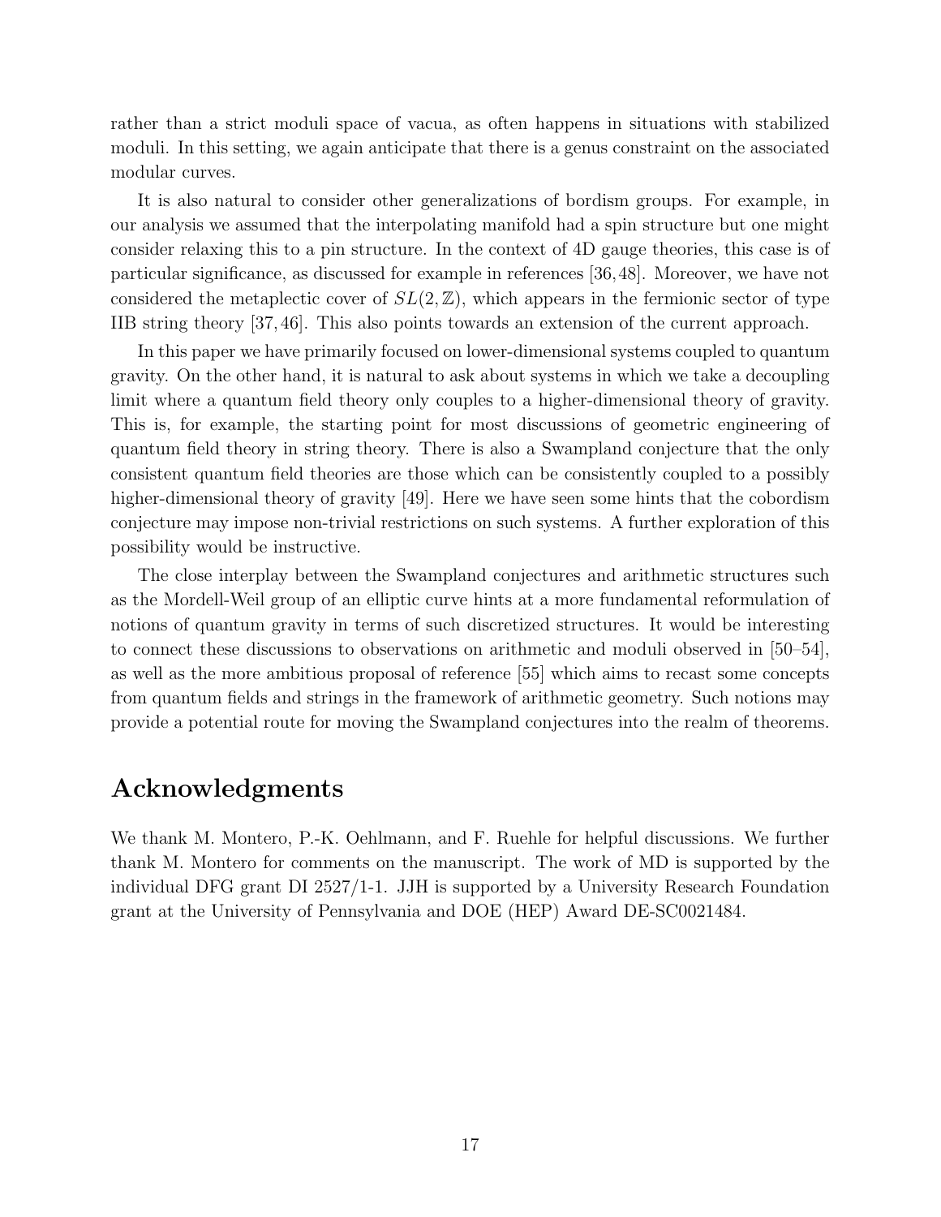rather than a strict moduli space of vacua, as often happens in situations with stabilized moduli. In this setting, we again anticipate that there is a genus constraint on the associated modular curves.

It is also natural to consider other generalizations of bordism groups. For example, in our analysis we assumed that the interpolating manifold had a spin structure but one might consider relaxing this to a pin structure. In the context of 4D gauge theories, this case is of particular significance, as discussed for example in references [36, 48]. Moreover, we have not considered the metaplectic cover of $SL(2, \mathbb{Z})$, which appears in the fermionic sector of type IIB string theory [37, 46]. This also points towards an extension of the current approach.

In this paper we have primarily focused on lower-dimensional systems coupled to quantum gravity. On the other hand, it is natural to ask about systems in which we take a decoupling limit where a quantum field theory only couples to a higher-dimensional theory of gravity. This is, for example, the starting point for most discussions of geometric engineering of quantum field theory in string theory. There is also a Swampland conjecture that the only consistent quantum field theories are those which can be consistently coupled to a possibly higher-dimensional theory of gravity [49]. Here we have seen some hints that the cobordism conjecture may impose non-trivial restrictions on such systems. A further exploration of this possibility would be instructive.

The close interplay between the Swampland conjectures and arithmetic structures such as the Mordell-Weil group of an elliptic curve hints at a more fundamental reformulation of notions of quantum gravity in terms of such discretized structures. It would be interesting to connect these discussions to observations on arithmetic and moduli observed in [50–54], as well as the more ambitious proposal of reference [55] which aims to recast some concepts from quantum fields and strings in the framework of arithmetic geometry. Such notions may provide a potential route for moving the Swampland conjectures into the realm of theorems.

# Acknowledgments

We thank M. Montero, P.-K. Oehlmann, and F. Ruehle for helpful discussions. We further thank M. Montero for comments on the manuscript. The work of MD is supported by the individual DFG grant DI 2527/1-1. JJH is supported by a University Research Foundation grant at the University of Pennsylvania and DOE (HEP) Award DE-SC0021484.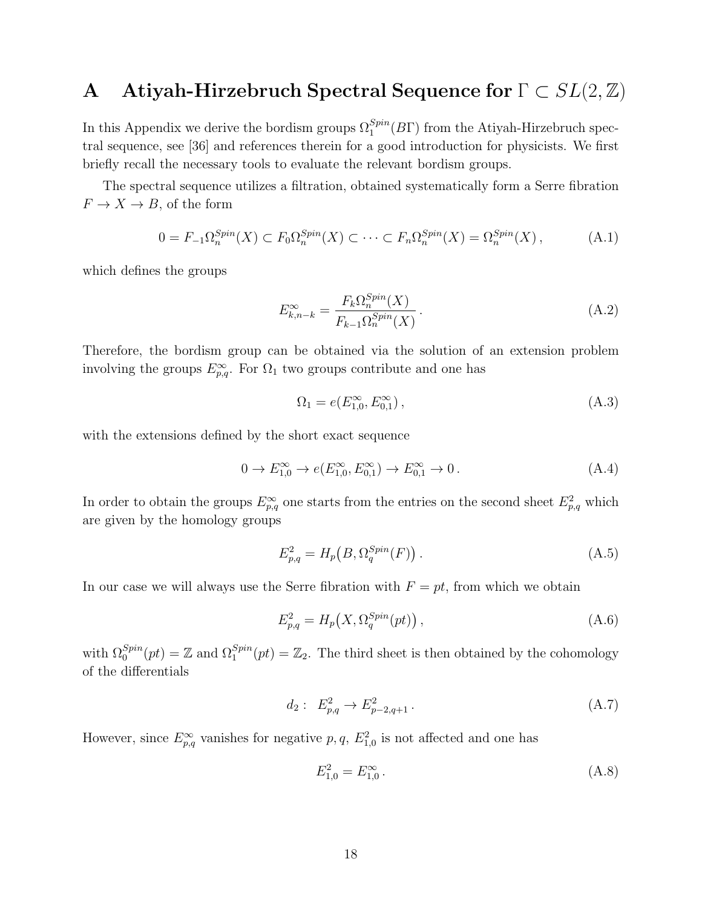# A Atiyah-Hirzebruch Spectral Sequence for $\Gamma \subset SL(2, \mathbb{Z})$

In this Appendix we derive the bordism groups $\Omega_1^{Spin}(B\Gamma)$ from the Atiyah-Hirzebruch spectral sequence, see [36] and references therein for a good introduction for physicists. We first briefly recall the necessary tools to evaluate the relevant bordism groups.

The spectral sequence utilizes a filtration, obtained systematically form a Serre fibration $F \to X \to B$, of the form

$$0 = F_{-1}\Omega_n^{Spin}(X) \subset F_0\Omega_n^{Spin}(X) \subset \cdots \subset F_n\Omega_n^{Spin}(X) = \Omega_n^{Spin}(X)\,, \tag{A.1}$$

which defines the groups

$$E^{\infty}_{k,n-k} = \frac{F_k\Omega_n^{Spin}(X)}{F_{k-1}\Omega_n^{Spin}(X)}\,. \tag{A.2}$$

Therefore, the bordism group can be obtained via the solution of an extension problem involving the groups $E^{\infty}_{p,q}$. For $\Omega_1$ two groups contribute and one has

$$\Omega_1 = e(E^{\infty}_{1,0}, E^{\infty}_{0,1})\,, \tag{A.3}$$

with the extensions defined by the short exact sequence

$$0 \to E^{\infty}_{1,0} \to e(E^{\infty}_{1,0}, E^{\infty}_{0,1}) \to E^{\infty}_{0,1} \to 0\,. \tag{A.4}$$

In order to obtain the groups $E^{\infty}_{p,q}$ one starts from the entries on the second sheet $E^2_{p,q}$ which are given by the homology groups

$$E^2_{p,q} = H_p\big(B, \Omega_q^{Spin}(F)\big)\,. \tag{A.5}$$

In our case we will always use the Serre fibration with $F = pt$, from which we obtain

$$E^2_{p,q} = H_p\big(X, \Omega_q^{Spin}(pt)\big)\,, \tag{A.6}$$

with $\Omega_0^{Spin}(pt) = \mathbb{Z}$ and $\Omega_1^{Spin}(pt) = \mathbb{Z}_2$. The third sheet is then obtained by the cohomology of the differentials

$$d_2 : \;\; E^2_{p,q} \to E^2_{p-2,q+1}\,. \tag{A.7}$$

However, since $E^{\infty}_{p,q}$ vanishes for negative $p, q$, $E^2_{1,0}$ is not affected and one has

$$E^2_{1,0} = E^{\infty}_{1,0}\,. \tag{A.8}$$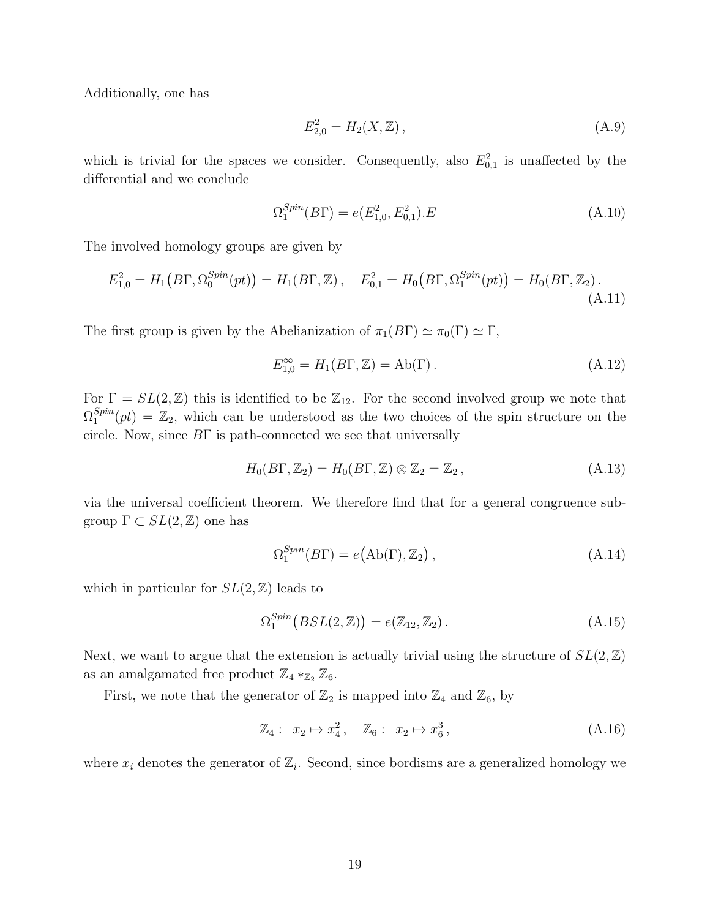Additionally, one has

$$E^2_{2,0} = H_2(X, \mathbb{Z})\,, \tag{A.9}$$

which is trivial for the spaces we consider. Consequently, also $E^2_{0,1}$ is unaffected by the differential and we conclude

$$\Omega_1^{Spin}(B\Gamma) = e(E^2_{1,0}, E^2_{0,1}).E \tag{A.10}$$

The involved homology groups are given by

$$E^2_{1,0} = H_1\big(B\Gamma, \Omega_0^{Spin}(pt)\big) = H_1(B\Gamma, \mathbb{Z})\,, \quad E^2_{0,1} = H_0\big(B\Gamma, \Omega_1^{Spin}(pt)\big) = H_0(B\Gamma, \mathbb{Z}_2)\,. \tag{A.11}$$

The first group is given by the Abelianization of $\pi_1(B\Gamma) \simeq \pi_0(\Gamma) \simeq \Gamma$,

$$E^\infty_{1,0} = H_1(B\Gamma, \mathbb{Z}) = \mathrm{Ab}(\Gamma)\,. \tag{A.12}$$

For $\Gamma = SL(2,\mathbb{Z})$ this is identified to be $\mathbb{Z}_{12}$. For the second involved group we note that $\Omega_1^{Spin}(pt) = \mathbb{Z}_2$, which can be understood as the two choices of the spin structure on the circle. Now, since $B\Gamma$ is path-connected we see that universally

$$H_0(B\Gamma, \mathbb{Z}_2) = H_0(B\Gamma, \mathbb{Z}) \otimes \mathbb{Z}_2 = \mathbb{Z}_2\,, \tag{A.13}$$

via the universal coefficient theorem. We therefore find that for a general congruence subgroup $\Gamma \subset SL(2,\mathbb{Z})$ one has

$$\Omega_1^{Spin}(B\Gamma) = e\big(\mathrm{Ab}(\Gamma), \mathbb{Z}_2\big)\,, \tag{A.14}$$

which in particular for $SL(2,\mathbb{Z})$ leads to

$$\Omega_1^{Spin}\big(BSL(2,\mathbb{Z})\big) = e(\mathbb{Z}_{12}, \mathbb{Z}_2)\,. \tag{A.15}$$

Next, we want to argue that the extension is actually trivial using the structure of $SL(2,\mathbb{Z})$ as an amalgamated free product $\mathbb{Z}_4 *_{\mathbb{Z}_2} \mathbb{Z}_6$.

First, we note that the generator of $\mathbb{Z}_2$ is mapped into $\mathbb{Z}_4$ and $\mathbb{Z}_6$, by

$$\mathbb{Z}_4: \;\; x_2 \mapsto x_4^2\,, \quad \mathbb{Z}_6: \;\; x_2 \mapsto x_6^3\,, \tag{A.16}$$

where $x_i$ denotes the generator of $\mathbb{Z}_i$. Second, since bordisms are a generalized homology we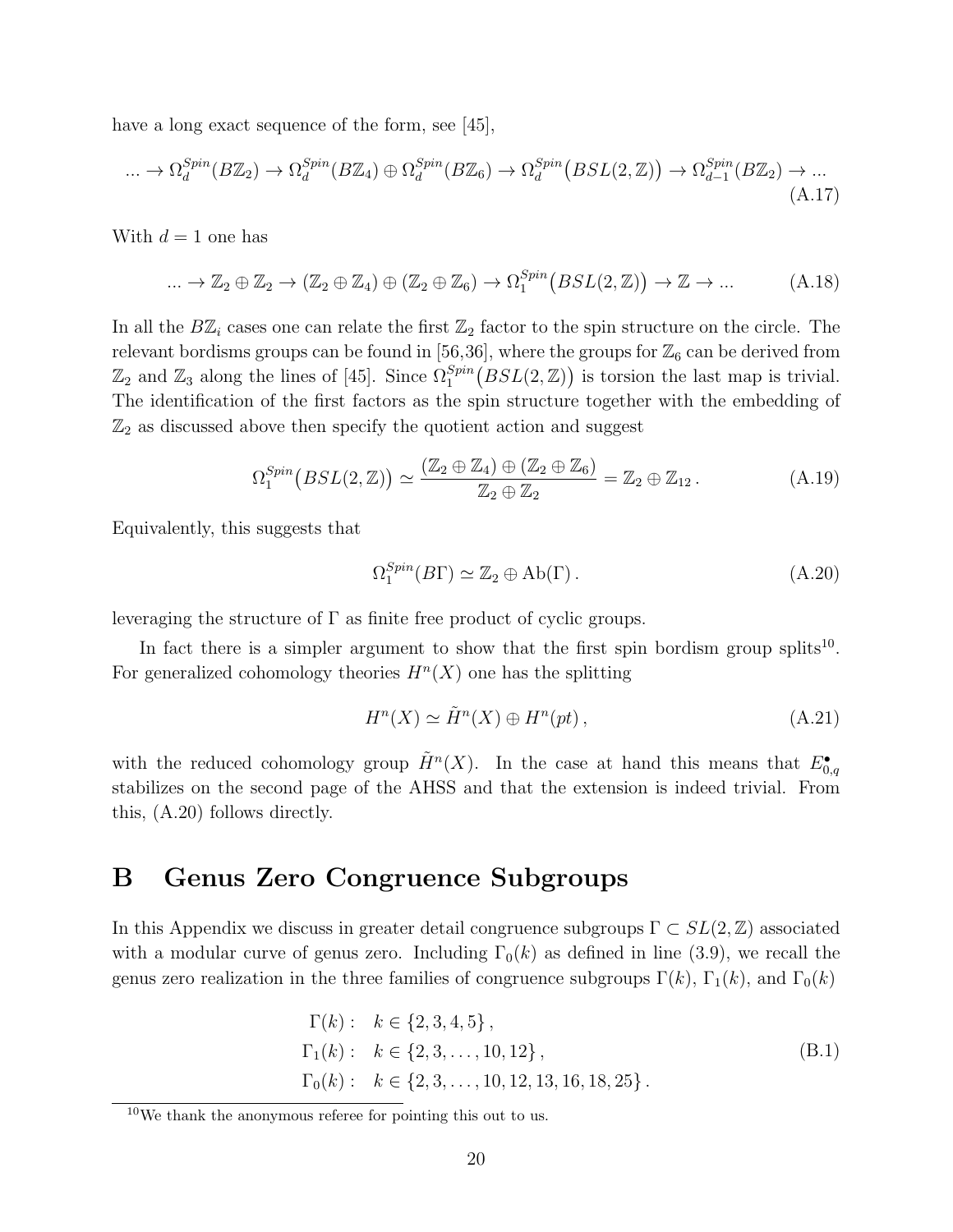have a long exact sequence of the form, see [45],

$$
\ldots \to \Omega_d^{Spin}(B\mathbb{Z}_2) \to \Omega_d^{Spin}(B\mathbb{Z}_4) \oplus \Omega_d^{Spin}(B\mathbb{Z}_6) \to \Omega_d^{Spin}\big(BSL(2,\mathbb{Z})\big) \to \Omega_{d-1}^{Spin}(B\mathbb{Z}_2) \to \ldots \tag{A.17}
$$

With $d = 1$ one has

$$
\ldots \to \mathbb{Z}_2 \oplus \mathbb{Z}_2 \to (\mathbb{Z}_2 \oplus \mathbb{Z}_4) \oplus (\mathbb{Z}_2 \oplus \mathbb{Z}_6) \to \Omega_1^{Spin}\big(BSL(2,\mathbb{Z})\big) \to \mathbb{Z} \to \ldots \tag{A.18}
$$

In all the $B\mathbb{Z}_i$ cases one can relate the first $\mathbb{Z}_2$ factor to the spin structure on the circle. The relevant bordisms groups can be found in [56,36], where the groups for $\mathbb{Z}_6$ can be derived from $\mathbb{Z}_2$ and $\mathbb{Z}_3$ along the lines of [45]. Since $\Omega_1^{Spin}\big(BSL(2,\mathbb{Z})\big)$ is torsion the last map is trivial. The identification of the first factors as the spin structure together with the embedding of $\mathbb{Z}_2$ as discussed above then specify the quotient action and suggest

$$
\Omega_1^{Spin}\big(BSL(2,\mathbb{Z})\big) \simeq \frac{(\mathbb{Z}_2 \oplus \mathbb{Z}_4) \oplus (\mathbb{Z}_2 \oplus \mathbb{Z}_6)}{\mathbb{Z}_2 \oplus \mathbb{Z}_2} = \mathbb{Z}_2 \oplus \mathbb{Z}_{12} \,. \tag{A.19}
$$

Equivalently, this suggests that

$$
\Omega_1^{Spin}(B\Gamma) \simeq \mathbb{Z}_2 \oplus \mathrm{Ab}(\Gamma) \,. \tag{A.20}
$$

leveraging the structure of $\Gamma$ as finite free product of cyclic groups.

In fact there is a simpler argument to show that the first spin bordism group splits[10]. For generalized cohomology theories $H^n(X)$ one has the splitting

$$
H^n(X) \simeq \tilde{H}^n(X) \oplus H^n(pt) \,, \tag{A.21}
$$

with the reduced cohomology group $\tilde{H}^n(X)$. In the case at hand this means that $E_{0,q}^{\bullet}$ stabilizes on the second page of the AHSS and that the extension is indeed trivial. From this, (A.20) follows directly.

# B Genus Zero Congruence Subgroups

In this Appendix we discuss in greater detail congruence subgroups $\Gamma \subset SL(2,\mathbb{Z})$ associated with a modular curve of genus zero. Including $\Gamma_0(k)$ as defined in line (3.9), we recall the genus zero realization in the three families of congruence subgroups $\Gamma(k)$, $\Gamma_1(k)$, and $\Gamma_0(k)$

$$
\begin{aligned}
\Gamma(k): &\quad k \in \{2, 3, 4, 5\} \,, \\
\Gamma_1(k): &\quad k \in \{2, 3, \ldots, 10, 12\} \,, \\
\Gamma_0(k): &\quad k \in \{2, 3, \ldots, 10, 12, 13, 16, 18, 25\} \,.
\end{aligned} \tag{B.1}
$$

[10] We thank the anonymous referee for pointing this out to us.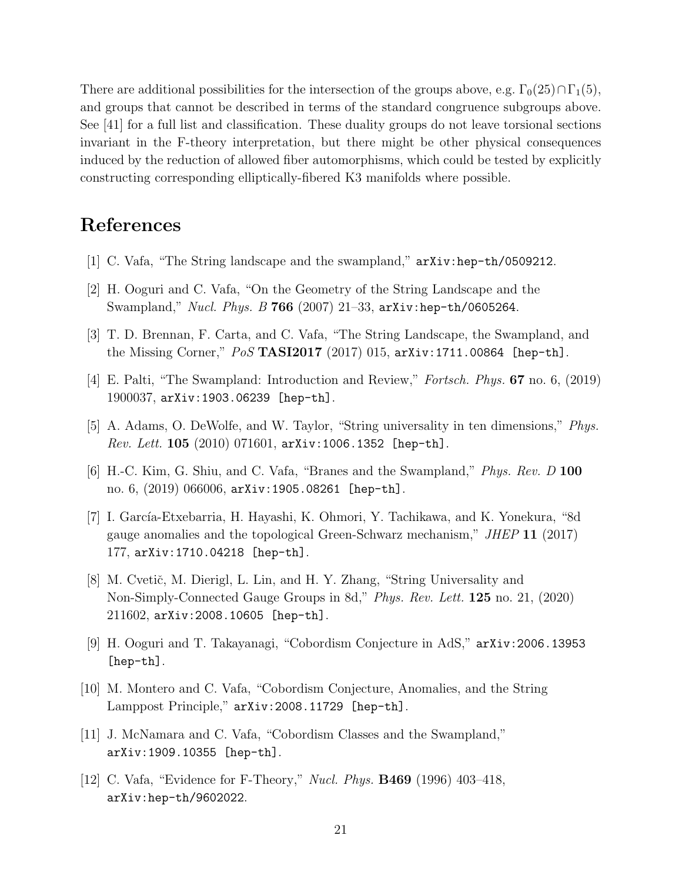There are additional possibilities for the intersection of the groups above, e.g. $\Gamma_0(25) \cap \Gamma_1(5)$, and groups that cannot be described in terms of the standard congruence subgroups above. See [41] for a full list and classification. These duality groups do not leave torsional sections invariant in the F-theory interpretation, but there might be other physical consequences induced by the reduction of allowed fiber automorphisms, which could be tested by explicitly constructing corresponding elliptically-fibered K3 manifolds where possible.

# References

[1] C. Vafa, "The String landscape and the swampland," `arXiv:hep-th/0509212`.

[2] H. Ooguri and C. Vafa, "On the Geometry of the String Landscape and the Swampland," *Nucl. Phys. B* **766** (2007) 21–33, `arXiv:hep-th/0605264`.

[3] T. D. Brennan, F. Carta, and C. Vafa, "The String Landscape, the Swampland, and the Missing Corner," *PoS* **TASI2017** (2017) 015, `arXiv:1711.00864 [hep-th]`.

[4] E. Palti, "The Swampland: Introduction and Review," *Fortsch. Phys.* **67** no. 6, (2019) 1900037, `arXiv:1903.06239 [hep-th]`.

[5] A. Adams, O. DeWolfe, and W. Taylor, "String universality in ten dimensions," *Phys. Rev. Lett.* **105** (2010) 071601, `arXiv:1006.1352 [hep-th]`.

[6] H.-C. Kim, G. Shiu, and C. Vafa, "Branes and the Swampland," *Phys. Rev. D* **100** no. 6, (2019) 066006, `arXiv:1905.08261 [hep-th]`.

[7] I. García-Etxebarria, H. Hayashi, K. Ohmori, Y. Tachikawa, and K. Yonekura, "8d gauge anomalies and the topological Green-Schwarz mechanism," *JHEP* **11** (2017) 177, `arXiv:1710.04218 [hep-th]`.

[8] M. Cvetič, M. Dierigl, L. Lin, and H. Y. Zhang, "String Universality and Non-Simply-Connected Gauge Groups in 8d," *Phys. Rev. Lett.* **125** no. 21, (2020) 211602, `arXiv:2008.10605 [hep-th]`.

[9] H. Ooguri and T. Takayanagi, "Cobordism Conjecture in AdS," `arXiv:2006.13953 [hep-th]`.

[10] M. Montero and C. Vafa, "Cobordism Conjecture, Anomalies, and the String Lamppost Principle," `arXiv:2008.11729 [hep-th]`.

[11] J. McNamara and C. Vafa, "Cobordism Classes and the Swampland," `arXiv:1909.10355 [hep-th]`.

[12] C. Vafa, "Evidence for F-Theory," *Nucl. Phys.* **B469** (1996) 403–418, `arXiv:hep-th/9602022`.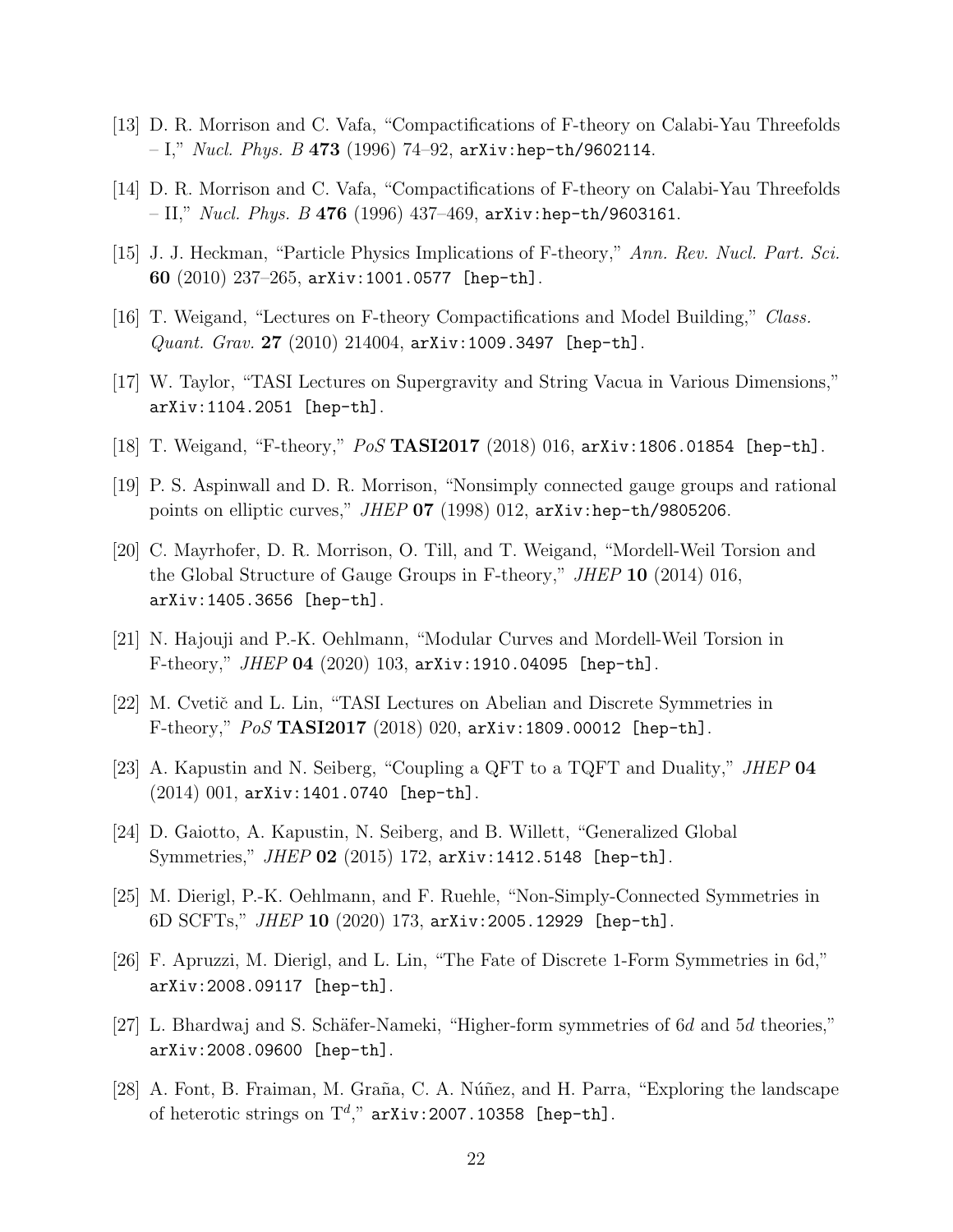[13] D. R. Morrison and C. Vafa, "Compactifications of F-theory on Calabi-Yau Threefolds – I," *Nucl. Phys. B* **473** (1996) 74–92, `arXiv:hep-th/9602114`.

[14] D. R. Morrison and C. Vafa, "Compactifications of F-theory on Calabi-Yau Threefolds – II," *Nucl. Phys. B* **476** (1996) 437–469, `arXiv:hep-th/9603161`.

[15] J. J. Heckman, "Particle Physics Implications of F-theory," *Ann. Rev. Nucl. Part. Sci.* **60** (2010) 237–265, `arXiv:1001.0577 [hep-th]`.

[16] T. Weigand, "Lectures on F-theory Compactifications and Model Building," *Class. Quant. Grav.* **27** (2010) 214004, `arXiv:1009.3497 [hep-th]`.

[17] W. Taylor, "TASI Lectures on Supergravity and String Vacua in Various Dimensions," `arXiv:1104.2051 [hep-th]`.

[18] T. Weigand, "F-theory," *PoS* **TASI2017** (2018) 016, `arXiv:1806.01854 [hep-th]`.

[19] P. S. Aspinwall and D. R. Morrison, "Nonsimply connected gauge groups and rational points on elliptic curves," *JHEP* **07** (1998) 012, `arXiv:hep-th/9805206`.

[20] C. Mayrhofer, D. R. Morrison, O. Till, and T. Weigand, "Mordell-Weil Torsion and the Global Structure of Gauge Groups in F-theory," *JHEP* **10** (2014) 016, `arXiv:1405.3656 [hep-th]`.

[21] N. Hajouji and P.-K. Oehlmann, "Modular Curves and Mordell-Weil Torsion in F-theory," *JHEP* **04** (2020) 103, `arXiv:1910.04095 [hep-th]`.

[22] M. Cvetič and L. Lin, "TASI Lectures on Abelian and Discrete Symmetries in F-theory," *PoS* **TASI2017** (2018) 020, `arXiv:1809.00012 [hep-th]`.

[23] A. Kapustin and N. Seiberg, "Coupling a QFT to a TQFT and Duality," *JHEP* **04** (2014) 001, `arXiv:1401.0740 [hep-th]`.

[24] D. Gaiotto, A. Kapustin, N. Seiberg, and B. Willett, "Generalized Global Symmetries," *JHEP* **02** (2015) 172, `arXiv:1412.5148 [hep-th]`.

[25] M. Dierigl, P.-K. Oehlmann, and F. Ruehle, "Non-Simply-Connected Symmetries in 6D SCFTs," *JHEP* **10** (2020) 173, `arXiv:2005.12929 [hep-th]`.

[26] F. Apruzzi, M. Dierigl, and L. Lin, "The Fate of Discrete 1-Form Symmetries in 6d," `arXiv:2008.09117 [hep-th]`.

[27] L. Bhardwaj and S. Schäfer-Nameki, "Higher-form symmetries of 6*d* and 5*d* theories," `arXiv:2008.09600 [hep-th]`.

[28] A. Font, B. Fraiman, M. Graña, C. A. Núñez, and H. Parra, "Exploring the landscape of heterotic strings on $T^d$," `arXiv:2007.10358 [hep-th]`.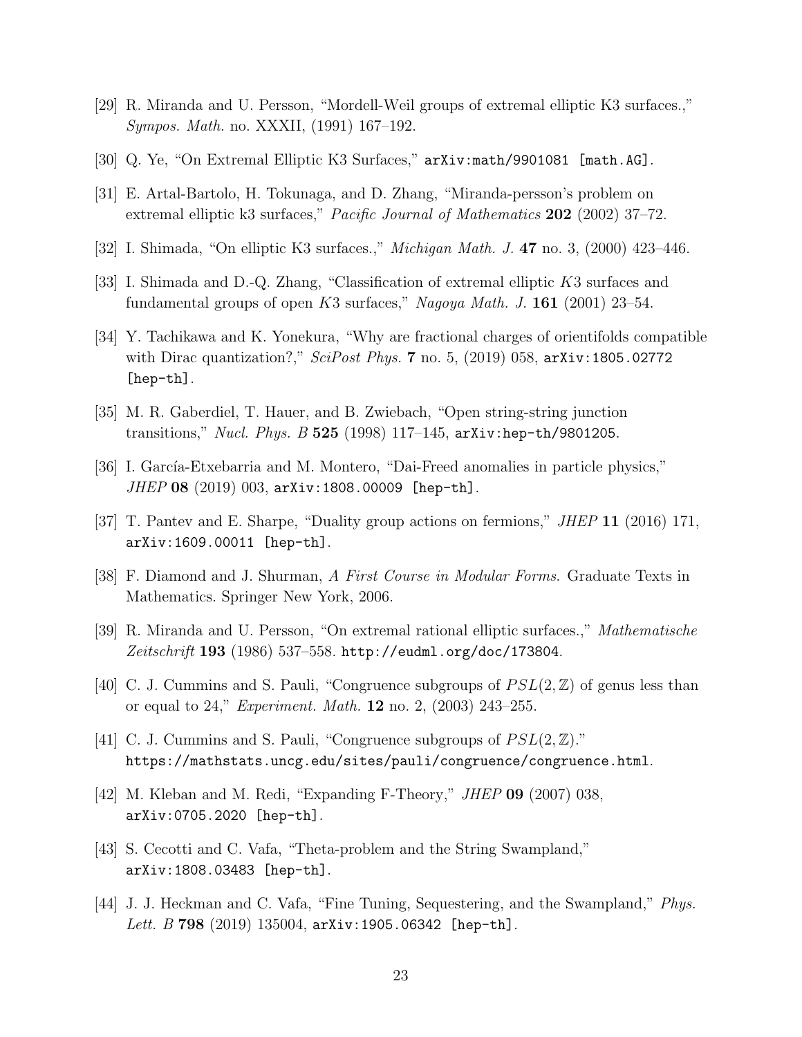[29] R. Miranda and U. Persson, "Mordell-Weil groups of extremal elliptic K3 surfaces.," *Sympos. Math.* no. XXXII, (1991) 167–192.

[30] Q. Ye, "On Extremal Elliptic K3 Surfaces," `arXiv:math/9901081 [math.AG]`.

[31] E. Artal-Bartolo, H. Tokunaga, and D. Zhang, "Miranda-persson's problem on extremal elliptic k3 surfaces," *Pacific Journal of Mathematics* **202** (2002) 37–72.

[32] I. Shimada, "On elliptic K3 surfaces.," *Michigan Math. J.* **47** no. 3, (2000) 423–446.

[33] I. Shimada and D.-Q. Zhang, "Classification of extremal elliptic $K3$ surfaces and fundamental groups of open $K3$ surfaces," *Nagoya Math. J.* **161** (2001) 23–54.

[34] Y. Tachikawa and K. Yonekura, "Why are fractional charges of orientifolds compatible with Dirac quantization?," *SciPost Phys.* **7** no. 5, (2019) 058, `arXiv:1805.02772 [hep-th]`.

[35] M. R. Gaberdiel, T. Hauer, and B. Zwiebach, "Open string-string junction transitions," *Nucl. Phys. B* **525** (1998) 117–145, `arXiv:hep-th/9801205`.

[36] I. García-Etxebarria and M. Montero, "Dai-Freed anomalies in particle physics," *JHEP* **08** (2019) 003, `arXiv:1808.00009 [hep-th]`.

[37] T. Pantev and E. Sharpe, "Duality group actions on fermions," *JHEP* **11** (2016) 171, `arXiv:1609.00011 [hep-th]`.

[38] F. Diamond and J. Shurman, *A First Course in Modular Forms*. Graduate Texts in Mathematics. Springer New York, 2006.

[39] R. Miranda and U. Persson, "On extremal rational elliptic surfaces.," *Mathematische Zeitschrift* **193** (1986) 537–558. `http://eudml.org/doc/173804`.

[40] C. J. Cummins and S. Pauli, "Congruence subgroups of $PSL(2, \mathbb{Z})$ of genus less than or equal to 24," *Experiment. Math.* **12** no. 2, (2003) 243–255.

[41] C. J. Cummins and S. Pauli, "Congruence subgroups of $PSL(2, \mathbb{Z})$." `https://mathstats.uncg.edu/sites/pauli/congruence/congruence.html`.

[42] M. Kleban and M. Redi, "Expanding F-Theory," *JHEP* **09** (2007) 038, `arXiv:0705.2020 [hep-th]`.

[43] S. Cecotti and C. Vafa, "Theta-problem and the String Swampland," `arXiv:1808.03483 [hep-th]`.

[44] J. J. Heckman and C. Vafa, "Fine Tuning, Sequestering, and the Swampland," *Phys. Lett. B* **798** (2019) 135004, `arXiv:1905.06342 [hep-th]`.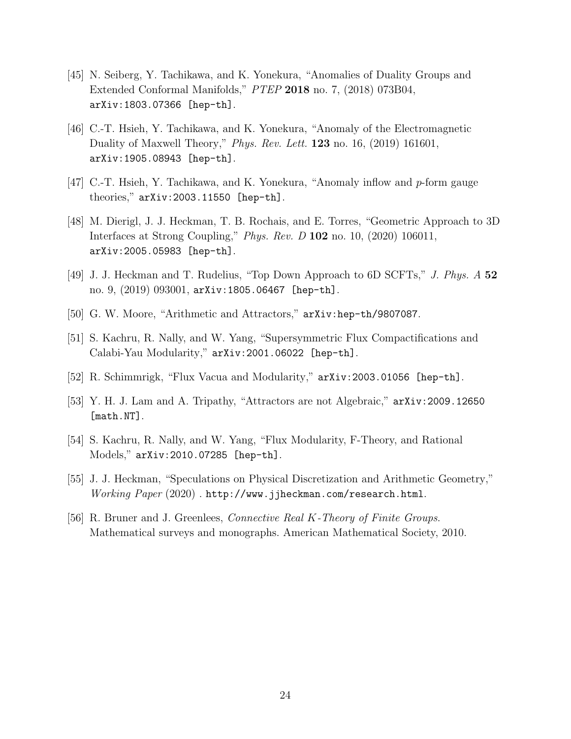[45] N. Seiberg, Y. Tachikawa, and K. Yonekura, "Anomalies of Duality Groups and Extended Conformal Manifolds," *PTEP* **2018** no. 7, (2018) 073B04, arXiv:1803.07366 [hep-th].

[46] C.-T. Hsieh, Y. Tachikawa, and K. Yonekura, "Anomaly of the Electromagnetic Duality of Maxwell Theory," *Phys. Rev. Lett.* **123** no. 16, (2019) 161601, arXiv:1905.08943 [hep-th].

[47] C.-T. Hsieh, Y. Tachikawa, and K. Yonekura, "Anomaly inflow and $p$-form gauge theories," arXiv:2003.11550 [hep-th].

[48] M. Dierigl, J. J. Heckman, T. B. Rochais, and E. Torres, "Geometric Approach to 3D Interfaces at Strong Coupling," *Phys. Rev. D* **102** no. 10, (2020) 106011, arXiv:2005.05983 [hep-th].

[49] J. J. Heckman and T. Rudelius, "Top Down Approach to 6D SCFTs," *J. Phys. A* **52** no. 9, (2019) 093001, arXiv:1805.06467 [hep-th].

[50] G. W. Moore, "Arithmetic and Attractors," arXiv:hep-th/9807087.

[51] S. Kachru, R. Nally, and W. Yang, "Supersymmetric Flux Compactifications and Calabi-Yau Modularity," arXiv:2001.06022 [hep-th].

[52] R. Schimmrigk, "Flux Vacua and Modularity," arXiv:2003.01056 [hep-th].

[53] Y. H. J. Lam and A. Tripathy, "Attractors are not Algebraic," arXiv:2009.12650 [math.NT].

[54] S. Kachru, R. Nally, and W. Yang, "Flux Modularity, F-Theory, and Rational Models," arXiv:2010.07285 [hep-th].

[55] J. J. Heckman, "Speculations on Physical Discretization and Arithmetic Geometry," *Working Paper* (2020) . http://www.jjheckman.com/research.html.

[56] R. Bruner and J. Greenlees, *Connective Real K-Theory of Finite Groups*. Mathematical surveys and monographs. American Mathematical Society, 2010.